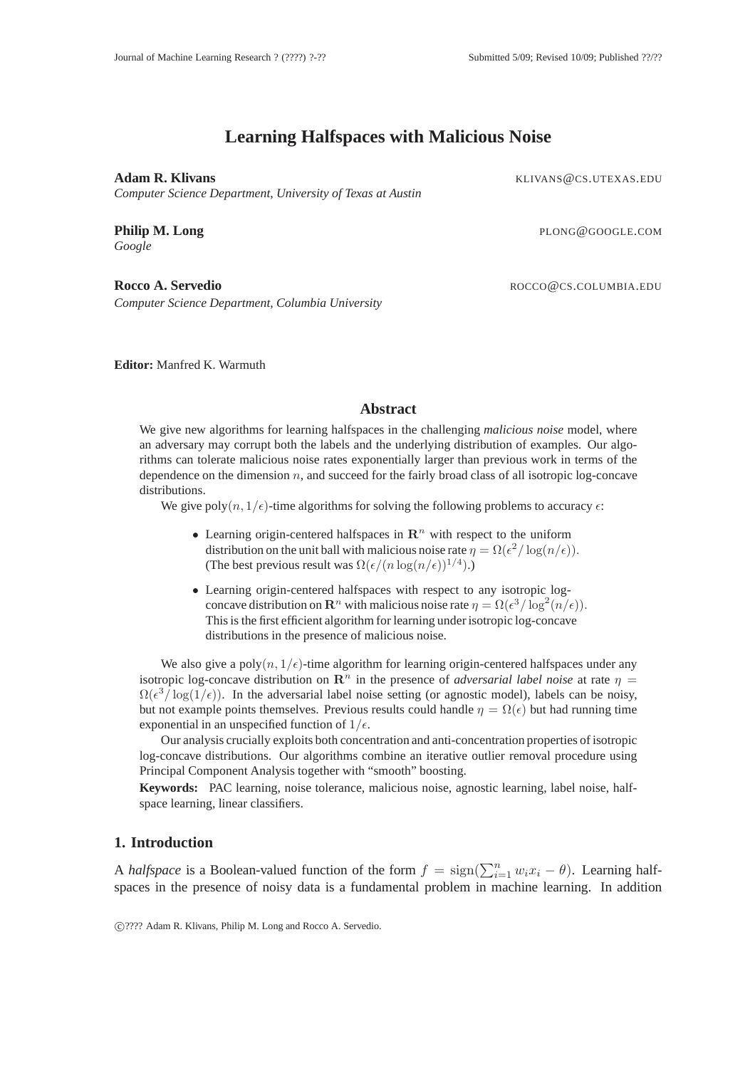# Learning Halfspaces with Malicious Noise

**Adam R. Klivans** KLIVANS@CS.UTEXAS.EDU
*Computer Science Department, University of Texas at Austin*

**Philip M. Long** PLONG@GOOGLE.COM
*Google*

**Rocco A. Servedio** ROCCO@CS.COLUMBIA.EDU
*Computer Science Department, Columbia University*

**Editor:** Manfred K. Warmuth

## Abstract

We give new algorithms for learning halfspaces in the challenging *malicious noise* model, where an adversary may corrupt both the labels and the underlying distribution of examples. Our algorithms can tolerate malicious noise rates exponentially larger than previous work in terms of the dependence on the dimension $n$, and succeed for the fairly broad class of all isotropic log-concave distributions.

We give poly$(n, 1/\epsilon)$-time algorithms for solving the following problems to accuracy $\epsilon$:

- Learning origin-centered halfspaces in $\mathbf{R}^n$ with respect to the uniform distribution on the unit ball with malicious noise rate $\eta = \Omega(\epsilon^2/\log(n/\epsilon))$. (The best previous result was $\Omega(\epsilon/(n\log(n/\epsilon))^{1/4})$.)
- Learning origin-centered halfspaces with respect to any isotropic log-concave distribution on $\mathbf{R}^n$ with malicious noise rate $\eta = \Omega(\epsilon^3/\log^2(n/\epsilon))$. This is the first efficient algorithm for learning under isotropic log-concave distributions in the presence of malicious noise.

We also give a poly$(n, 1/\epsilon)$-time algorithm for learning origin-centered halfspaces under any isotropic log-concave distribution on $\mathbf{R}^n$ in the presence of *adversarial label noise* at rate $\eta = \Omega(\epsilon^3/\log(1/\epsilon))$. In the adversarial label noise setting (or agnostic model), labels can be noisy, but not example points themselves. Previous results could handle $\eta = \Omega(\epsilon)$ but had running time exponential in an unspecified function of $1/\epsilon$.

Our analysis crucially exploits both concentration and anti-concentration properties of isotropic log-concave distributions. Our algorithms combine an iterative outlier removal procedure using Principal Component Analysis together with "smooth" boosting.

**Keywords:** PAC learning, noise tolerance, malicious noise, agnostic learning, label noise, halfspace learning, linear classifiers.

## 1. Introduction

A *halfspace* is a Boolean-valued function of the form $f = \mathrm{sign}(\sum_{i=1}^{n} w_i x_i - \theta)$. Learning halfspaces in the presence of noisy data is a fundamental problem in machine learning. In addition

©???? Adam R. Klivans, Philip M. Long and Rocco A. Servedio.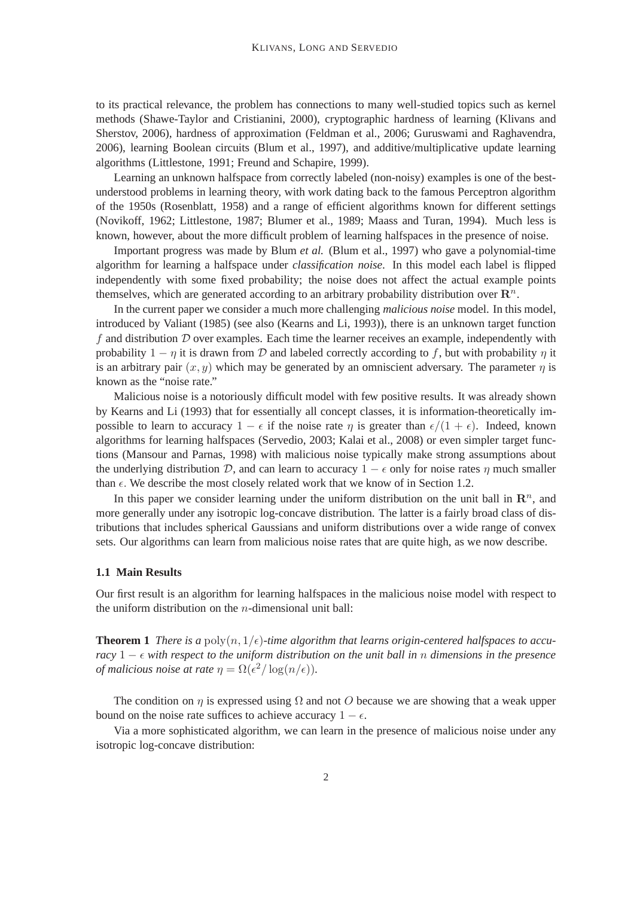to its practical relevance, the problem has connections to many well-studied topics such as kernel methods (Shawe-Taylor and Cristianini, 2000), cryptographic hardness of learning (Klivans and Sherstov, 2006), hardness of approximation (Feldman et al., 2006; Guruswami and Raghavendra, 2006), learning Boolean circuits (Blum et al., 1997), and additive/multiplicative update learning algorithms (Littlestone, 1991; Freund and Schapire, 1999).

Learning an unknown halfspace from correctly labeled (non-noisy) examples is one of the best-understood problems in learning theory, with work dating back to the famous Perceptron algorithm of the 1950s (Rosenblatt, 1958) and a range of efficient algorithms known for different settings (Novikoff, 1962; Littlestone, 1987; Blumer et al., 1989; Maass and Turan, 1994). Much less is known, however, about the more difficult problem of learning halfspaces in the presence of noise.

Important progress was made by Blum *et al.* (Blum et al., 1997) who gave a polynomial-time algorithm for learning a halfspace under *classification noise*. In this model each label is flipped independently with some fixed probability; the noise does not affect the actual example points themselves, which are generated according to an arbitrary probability distribution over $\mathbf{R}^n$.

In the current paper we consider a much more challenging *malicious noise* model. In this model, introduced by Valiant (1985) (see also (Kearns and Li, 1993)), there is an unknown target function $f$ and distribution $\mathcal{D}$ over examples. Each time the learner receives an example, independently with probability $1-\eta$ it is drawn from $\mathcal{D}$ and labeled correctly according to $f$, but with probability $\eta$ it is an arbitrary pair $(x, y)$ which may be generated by an omniscient adversary. The parameter $\eta$ is known as the "noise rate."

Malicious noise is a notoriously difficult model with few positive results. It was already shown by Kearns and Li (1993) that for essentially all concept classes, it is information-theoretically impossible to learn to accuracy $1-\epsilon$ if the noise rate $\eta$ is greater than $\epsilon/(1+\epsilon)$. Indeed, known algorithms for learning halfspaces (Servedio, 2003; Kalai et al., 2008) or even simpler target functions (Mansour and Parnas, 1998) with malicious noise typically make strong assumptions about the underlying distribution $\mathcal{D}$, and can learn to accuracy $1-\epsilon$ only for noise rates $\eta$ much smaller than $\epsilon$. We describe the most closely related work that we know of in Section 1.2.

In this paper we consider learning under the uniform distribution on the unit ball in $\mathbf{R}^n$, and more generally under any isotropic log-concave distribution. The latter is a fairly broad class of distributions that includes spherical Gaussians and uniform distributions over a wide range of convex sets. Our algorithms can learn from malicious noise rates that are quite high, as we now describe.

### 1.1 Main Results

Our first result is an algorithm for learning halfspaces in the malicious noise model with respect to the uniform distribution on the $n$-dimensional unit ball:

**Theorem 1** *There is a* $\mathrm{poly}(n, 1/\epsilon)$*-time algorithm that learns origin-centered halfspaces to accuracy* $1-\epsilon$ *with respect to the uniform distribution on the unit ball in* $n$ *dimensions in the presence of malicious noise at rate* $\eta = \Omega(\epsilon^2/\log(n/\epsilon))$.

The condition on $\eta$ is expressed using $\Omega$ and not $O$ because we are showing that a weak upper bound on the noise rate suffices to achieve accuracy $1-\epsilon$.

Via a more sophisticated algorithm, we can learn in the presence of malicious noise under any isotropic log-concave distribution: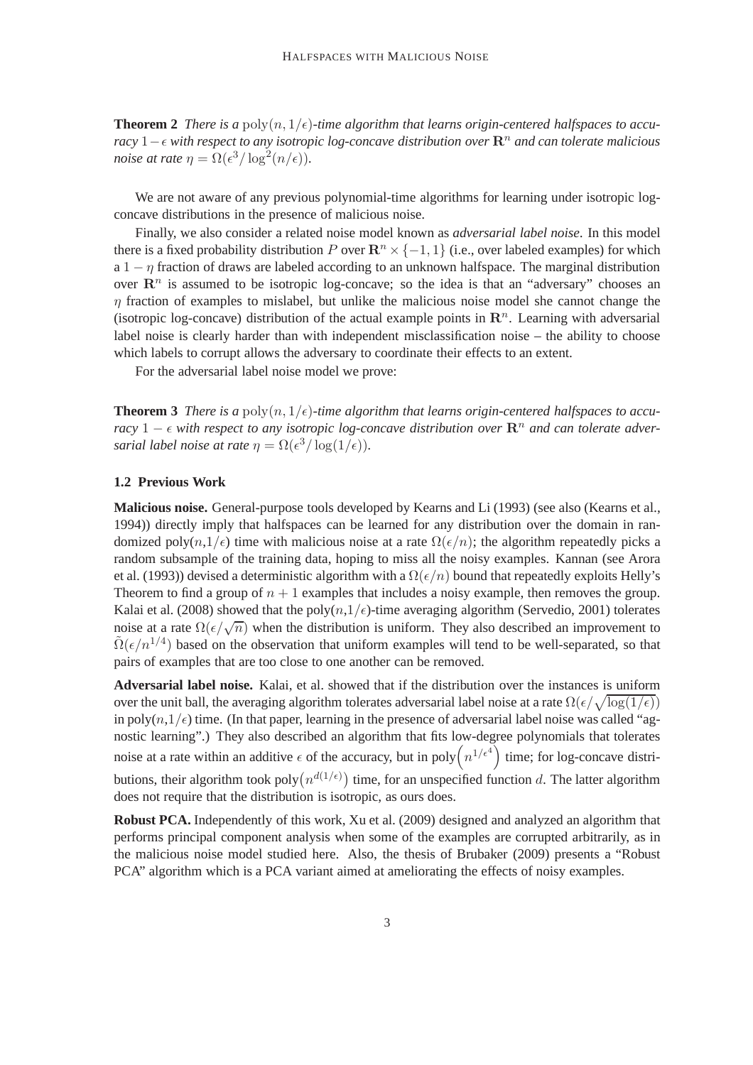**Theorem 2** *There is a* $\mathrm{poly}(n, 1/\epsilon)$*-time algorithm that learns origin-centered halfspaces to accuracy* $1-\epsilon$ *with respect to any isotropic log-concave distribution over* $\mathbf{R}^n$ *and can tolerate malicious noise at rate* $\eta = \Omega(\epsilon^3/\log^2(n/\epsilon))$.

We are not aware of any previous polynomial-time algorithms for learning under isotropic log-concave distributions in the presence of malicious noise.

Finally, we also consider a related noise model known as *adversarial label noise*. In this model there is a fixed probability distribution $P$ over $\mathbf{R}^n \times \{-1, 1\}$ (i.e., over labeled examples) for which a $1 - \eta$ fraction of draws are labeled according to an unknown halfspace. The marginal distribution over $\mathbf{R}^n$ is assumed to be isotropic log-concave; so the idea is that an "adversary" chooses an $\eta$ fraction of examples to mislabel, but unlike the malicious noise model she cannot change the (isotropic log-concave) distribution of the actual example points in $\mathbf{R}^n$. Learning with adversarial label noise is clearly harder than with independent misclassification noise – the ability to choose which labels to corrupt allows the adversary to coordinate their effects to an extent.

For the adversarial label noise model we prove:

**Theorem 3** *There is a* $\mathrm{poly}(n, 1/\epsilon)$*-time algorithm that learns origin-centered halfspaces to accuracy* $1-\epsilon$ *with respect to any isotropic log-concave distribution over* $\mathbf{R}^n$ *and can tolerate adversarial label noise at rate* $\eta = \Omega(\epsilon^3/\log(1/\epsilon))$.

### 1.2 Previous Work

**Malicious noise.** General-purpose tools developed by Kearns and Li (1993) (see also (Kearns et al., 1994)) directly imply that halfspaces can be learned for any distribution over the domain in randomized poly($n$,$1/\epsilon$) time with malicious noise at a rate $\Omega(\epsilon/n)$; the algorithm repeatedly picks a random subsample of the training data, hoping to miss all the noisy examples. Kannan (see Arora et al. (1993)) devised a deterministic algorithm with a $\Omega(\epsilon/n)$ bound that repeatedly exploits Helly's Theorem to find a group of $n+1$ examples that includes a noisy example, then removes the group. Kalai et al. (2008) showed that the poly($n$,$1/\epsilon$)-time averaging algorithm (Servedio, 2001) tolerates noise at a rate $\Omega(\epsilon/\sqrt{n})$ when the distribution is uniform. They also described an improvement to $\tilde{\Omega}(\epsilon/n^{1/4})$ based on the observation that uniform examples will tend to be well-separated, so that pairs of examples that are too close to one another can be removed.

**Adversarial label noise.** Kalai, et al. showed that if the distribution over the instances is uniform over the unit ball, the averaging algorithm tolerates adversarial label noise at a rate $\Omega(\epsilon/\sqrt{\log(1/\epsilon)})$ in poly($n$,$1/\epsilon$) time. (In that paper, learning in the presence of adversarial label noise was called "agnostic learning".) They also described an algorithm that fits low-degree polynomials that tolerates noise at a rate within an additive $\epsilon$ of the accuracy, but in $\mathrm{poly}\left(n^{1/\epsilon^4}\right)$ time; for log-concave distributions, their algorithm took $\mathrm{poly}\left(n^{d(1/\epsilon)}\right)$ time, for an unspecified function $d$. The latter algorithm does not require that the distribution is isotropic, as ours does.

**Robust PCA.** Independently of this work, Xu et al. (2009) designed and analyzed an algorithm that performs principal component analysis when some of the examples are corrupted arbitrarily, as in the malicious noise model studied here. Also, the thesis of Brubaker (2009) presents a "Robust PCA" algorithm which is a PCA variant aimed at ameliorating the effects of noisy examples.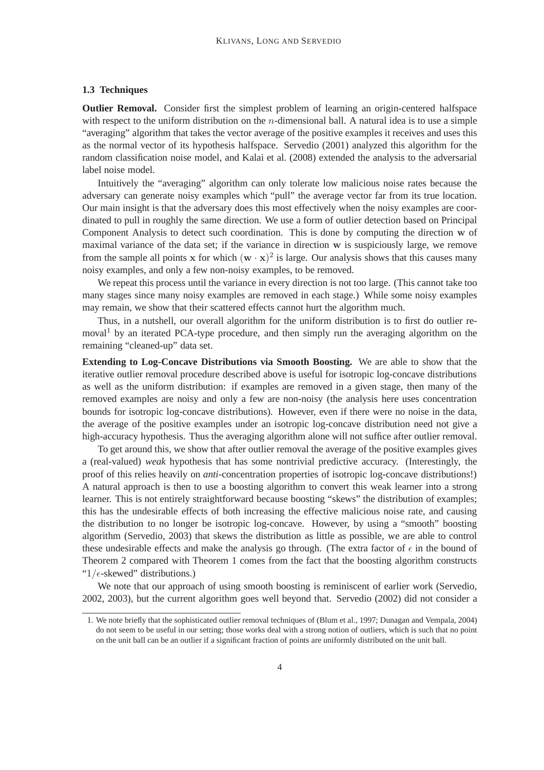### 1.3 Techniques

**Outlier Removal.** Consider first the simplest problem of learning an origin-centered halfspace with respect to the uniform distribution on the $n$-dimensional ball. A natural idea is to use a simple "averaging" algorithm that takes the vector average of the positive examples it receives and uses this as the normal vector of its hypothesis halfspace. Servedio (2001) analyzed this algorithm for the random classification noise model, and Kalai et al. (2008) extended the analysis to the adversarial label noise model.

Intuitively the "averaging" algorithm can only tolerate low malicious noise rates because the adversary can generate noisy examples which "pull" the average vector far from its true location. Our main insight is that the adversary does this most effectively when the noisy examples are coordinated to pull in roughly the same direction. We use a form of outlier detection based on Principal Component Analysis to detect such coordination. This is done by computing the direction $\mathbf{w}$ of maximal variance of the data set; if the variance in direction $\mathbf{w}$ is suspiciously large, we remove from the sample all points $\mathbf{x}$ for which $(\mathbf{w} \cdot \mathbf{x})^2$ is large. Our analysis shows that this causes many noisy examples, and only a few non-noisy examples, to be removed.

We repeat this process until the variance in every direction is not too large. (This cannot take too many stages since many noisy examples are removed in each stage.) While some noisy examples may remain, we show that their scattered effects cannot hurt the algorithm much.

Thus, in a nutshell, our overall algorithm for the uniform distribution is to first do outlier removal[1] by an iterated PCA-type procedure, and then simply run the averaging algorithm on the remaining "cleaned-up" data set.

**Extending to Log-Concave Distributions via Smooth Boosting.** We are able to show that the iterative outlier removal procedure described above is useful for isotropic log-concave distributions as well as the uniform distribution: if examples are removed in a given stage, then many of the removed examples are noisy and only a few are non-noisy (the analysis here uses concentration bounds for isotropic log-concave distributions). However, even if there were no noise in the data, the average of the positive examples under an isotropic log-concave distribution need not give a high-accuracy hypothesis. Thus the averaging algorithm alone will not suffice after outlier removal.

To get around this, we show that after outlier removal the average of the positive examples gives a (real-valued) *weak* hypothesis that has some nontrivial predictive accuracy. (Interestingly, the proof of this relies heavily on *anti*-concentration properties of isotropic log-concave distributions!) A natural approach is then to use a boosting algorithm to convert this weak learner into a strong learner. This is not entirely straightforward because boosting "skews" the distribution of examples; this has the undesirable effects of both increasing the effective malicious noise rate, and causing the distribution to no longer be isotropic log-concave. However, by using a "smooth" boosting algorithm (Servedio, 2003) that skews the distribution as little as possible, we are able to control these undesirable effects and make the analysis go through. (The extra factor of $\epsilon$ in the bound of Theorem 2 compared with Theorem 1 comes from the fact that the boosting algorithm constructs "$1/\epsilon$-skewed" distributions.)

We note that our approach of using smooth boosting is reminiscent of earlier work (Servedio, 2002, 2003), but the current algorithm goes well beyond that. Servedio (2002) did not consider a

1. We note briefly that the sophisticated outlier removal techniques of (Blum et al., 1997; Dunagan and Vempala, 2004) do not seem to be useful in our setting; those works deal with a strong notion of outliers, which is such that no point on the unit ball can be an outlier if a significant fraction of points are uniformly distributed on the unit ball.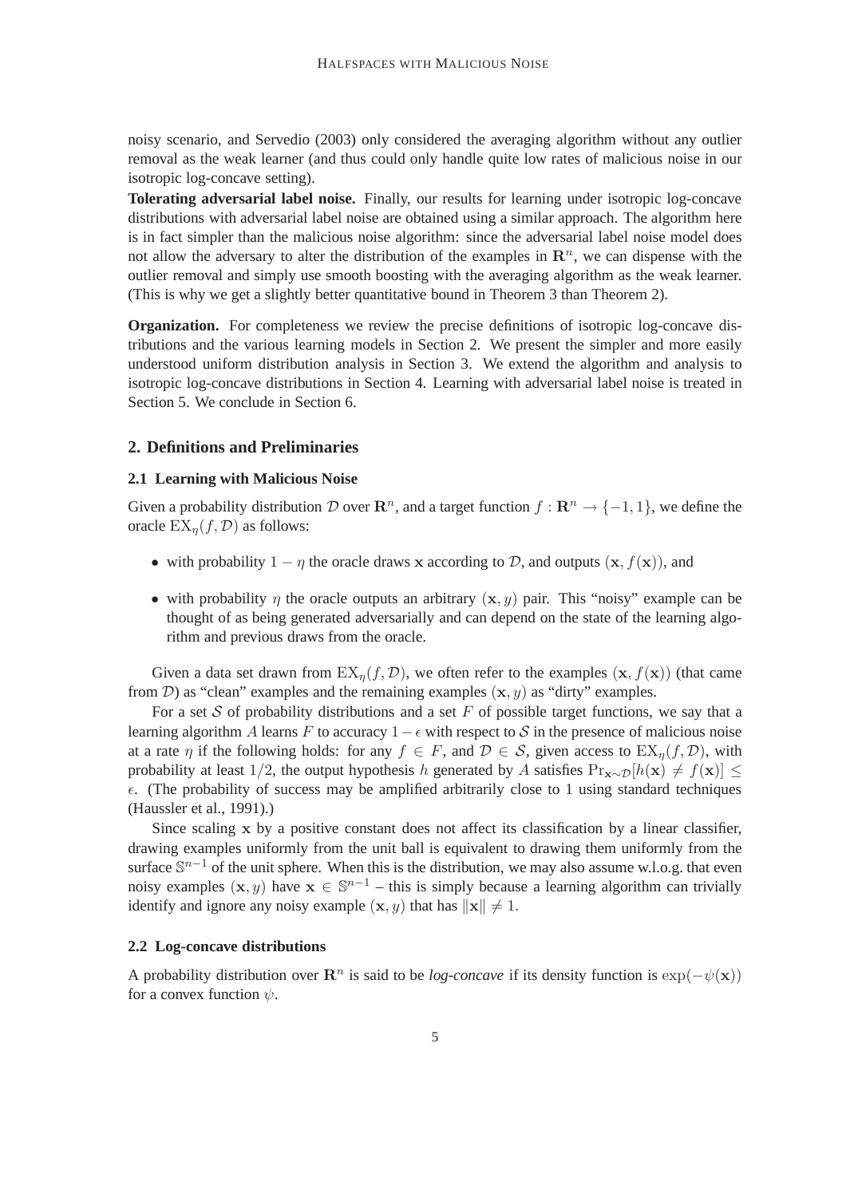noisy scenario, and Servedio (2003) only considered the averaging algorithm without any outlier removal as the weak learner (and thus could only handle quite low rates of malicious noise in our isotropic log-concave setting).

**Tolerating adversarial label noise.** Finally, our results for learning under isotropic log-concave distributions with adversarial label noise are obtained using a similar approach. The algorithm here is in fact simpler than the malicious noise algorithm: since the adversarial label noise model does not allow the adversary to alter the distribution of the examples in $\mathbf{R}^n$, we can dispense with the outlier removal and simply use smooth boosting with the averaging algorithm as the weak learner. (This is why we get a slightly better quantitative bound in Theorem 3 than Theorem 2).

**Organization.** For completeness we review the precise definitions of isotropic log-concave distributions and the various learning models in Section 2. We present the simpler and more easily understood uniform distribution analysis in Section 3. We extend the algorithm and analysis to isotropic log-concave distributions in Section 4. Learning with adversarial label noise is treated in Section 5. We conclude in Section 6.

## 2. Definitions and Preliminaries

### 2.1 Learning with Malicious Noise

Given a probability distribution $\mathcal{D}$ over $\mathbf{R}^n$, and a target function $f : \mathbf{R}^n \rightarrow \{-1, 1\}$, we define the oracle $\mathrm{EX}_\eta(f, \mathcal{D})$ as follows:

- with probability $1 - \eta$ the oracle draws $\mathbf{x}$ according to $\mathcal{D}$, and outputs $(\mathbf{x}, f(\mathbf{x}))$, and
- with probability $\eta$ the oracle outputs an arbitrary $(\mathbf{x}, y)$ pair. This "noisy" example can be thought of as being generated adversarially and can depend on the state of the learning algorithm and previous draws from the oracle.

Given a data set drawn from $\mathrm{EX}_\eta(f, \mathcal{D})$, we often refer to the examples $(\mathbf{x}, f(\mathbf{x}))$ (that came from $\mathcal{D}$) as "clean" examples and the remaining examples $(\mathbf{x}, y)$ as "dirty" examples.

For a set $\mathcal{S}$ of probability distributions and a set $F$ of possible target functions, we say that a learning algorithm $A$ learns $F$ to accuracy $1 - \epsilon$ with respect to $\mathcal{S}$ in the presence of malicious noise at a rate $\eta$ if the following holds: for any $f \in F$, and $\mathcal{D} \in \mathcal{S}$, given access to $\mathrm{EX}_\eta(f, \mathcal{D})$, with probability at least $1/2$, the output hypothesis $h$ generated by $A$ satisfies $\Pr_{\mathbf{x}\sim\mathcal{D}}[h(\mathbf{x}) \neq f(\mathbf{x})] \leq \epsilon$. (The probability of success may be amplified arbitrarily close to 1 using standard techniques (Haussler et al., 1991).)

Since scaling $\mathbf{x}$ by a positive constant does not affect its classification by a linear classifier, drawing examples uniformly from the unit ball is equivalent to drawing them uniformly from the surface $\mathbb{S}^{n-1}$ of the unit sphere. When this is the distribution, we may also assume w.l.o.g. that even noisy examples $(\mathbf{x}, y)$ have $\mathbf{x} \in \mathbb{S}^{n-1}$ – this is simply because a learning algorithm can trivially identify and ignore any noisy example $(\mathbf{x}, y)$ that has $\|\mathbf{x}\| \neq 1$.

### 2.2 Log-concave distributions

A probability distribution over $\mathbf{R}^n$ is said to be *log-concave* if its density function is $\exp(-\psi(\mathbf{x}))$ for a convex function $\psi$.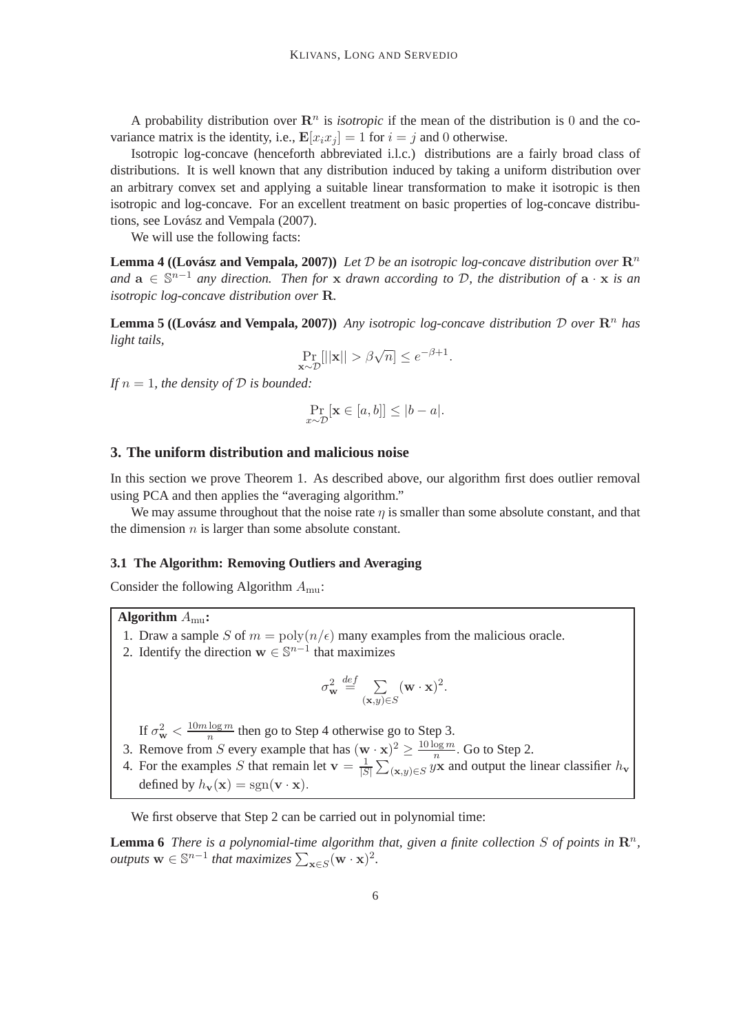A probability distribution over $\mathbf{R}^n$ is *isotropic* if the mean of the distribution is 0 and the covariance matrix is the identity, i.e., $\mathbf{E}[x_i x_j] = 1$ for $i = j$ and 0 otherwise.

Isotropic log-concave (henceforth abbreviated i.l.c.) distributions are a fairly broad class of distributions. It is well known that any distribution induced by taking a uniform distribution over an arbitrary convex set and applying a suitable linear transformation to make it isotropic is then isotropic and log-concave. For an excellent treatment on basic properties of log-concave distributions, see Lovász and Vempala (2007).

We will use the following facts:

**Lemma 4 ((Lovász and Vempala, 2007))** *Let $\mathcal{D}$ be an isotropic log-concave distribution over $\mathbf{R}^n$ and $\mathbf{a} \in \mathbb{S}^{n-1}$ any direction. Then for $\mathbf{x}$ drawn according to $\mathcal{D}$, the distribution of $\mathbf{a} \cdot \mathbf{x}$ is an isotropic log-concave distribution over $\mathbf{R}$.*

**Lemma 5 ((Lovász and Vempala, 2007))** *Any isotropic log-concave distribution $\mathcal{D}$ over $\mathbf{R}^n$ has light tails,*

$$\Pr_{\mathbf{x} \sim \mathcal{D}}[||\mathbf{x}|| > \beta\sqrt{n}] \leq e^{-\beta+1}.$$

*If $n = 1$, the density of $\mathcal{D}$ is bounded:*

$$\Pr_{x \sim \mathcal{D}}[\mathbf{x} \in [a, b]] \leq |b - a|.$$

## 3. The uniform distribution and malicious noise

In this section we prove Theorem 1. As described above, our algorithm first does outlier removal using PCA and then applies the "averaging algorithm."

We may assume throughout that the noise rate $\eta$ is smaller than some absolute constant, and that the dimension $n$ is larger than some absolute constant.

### 3.1 The Algorithm: Removing Outliers and Averaging

Consider the following Algorithm $A_{\mathrm{mu}}$:

**Algorithm $A_{\mathrm{mu}}$:**

1. Draw a sample $S$ of $m = \mathrm{poly}(n/\epsilon)$ many examples from the malicious oracle.
2. Identify the direction $\mathbf{w} \in \mathbb{S}^{n-1}$ that maximizes

   $$\sigma_{\mathbf{w}}^2 \stackrel{def}{=} \sum_{(\mathbf{x},y) \in S} (\mathbf{w} \cdot \mathbf{x})^2.$$

   If $\sigma_{\mathbf{w}}^2 < \frac{10 m \log m}{n}$ then go to Step 4 otherwise go to Step 3.
3. Remove from $S$ every example that has $(\mathbf{w} \cdot \mathbf{x})^2 \geq \frac{10 \log m}{n}$. Go to Step 2.
4. For the examples $S$ that remain let $\mathbf{v} = \frac{1}{|S|} \sum_{(\mathbf{x},y) \in S} y\mathbf{x}$ and output the linear classifier $h_{\mathbf{v}}$ defined by $h_{\mathbf{v}}(\mathbf{x}) = \mathrm{sgn}(\mathbf{v} \cdot \mathbf{x})$.

We first observe that Step 2 can be carried out in polynomial time:

**Lemma 6** *There is a polynomial-time algorithm that, given a finite collection $S$ of points in $\mathbf{R}^n$, outputs $\mathbf{w} \in \mathbb{S}^{n-1}$ that maximizes $\sum_{\mathbf{x} \in S} (\mathbf{w} \cdot \mathbf{x})^2$.*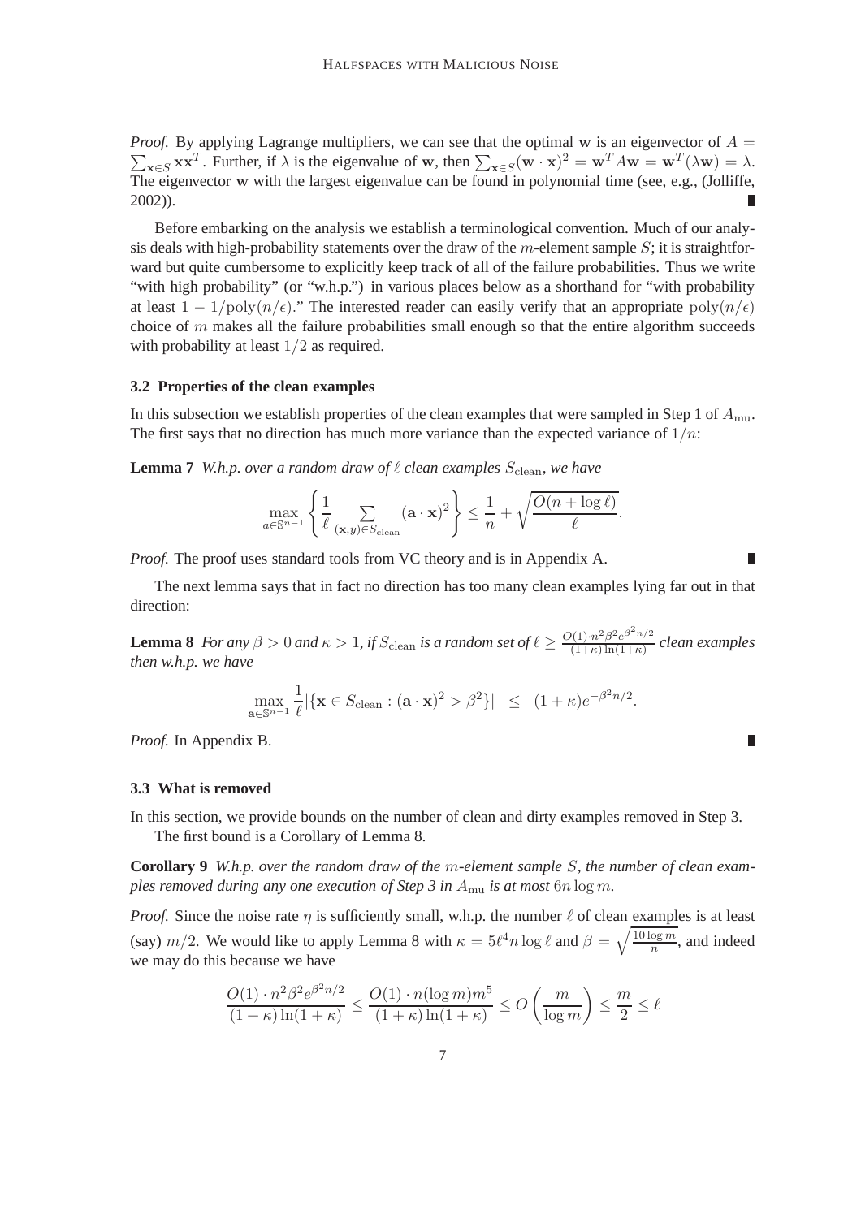*Proof.* By applying Lagrange multipliers, we can see that the optimal $\mathbf{w}$ is an eigenvector of $A = \sum_{\mathbf{x} \in S} \mathbf{x}\mathbf{x}^T$. Further, if $\lambda$ is the eigenvalue of $\mathbf{w}$, then $\sum_{\mathbf{x} \in S} (\mathbf{w} \cdot \mathbf{x})^2 = \mathbf{w}^T A \mathbf{w} = \mathbf{w}^T (\lambda \mathbf{w}) = \lambda$. The eigenvector $\mathbf{w}$ with the largest eigenvalue can be found in polynomial time (see, e.g., (Jolliffe, 2002)). ∎

Before embarking on the analysis we establish a terminological convention. Much of our analysis deals with high-probability statements over the draw of the $m$-element sample $S$; it is straightforward but quite cumbersome to explicitly keep track of all of the failure probabilities. Thus we write "with high probability" (or "w.h.p.") in various places below as a shorthand for "with probability at least $1 - 1/\mathrm{poly}(n/\epsilon)$." The interested reader can easily verify that an appropriate $\mathrm{poly}(n/\epsilon)$ choice of $m$ makes all the failure probabilities small enough so that the entire algorithm succeeds with probability at least $1/2$ as required.

### 3.2 Properties of the clean examples

In this subsection we establish properties of the clean examples that were sampled in Step 1 of $A_{\mathrm{mu}}$. The first says that no direction has much more variance than the expected variance of $1/n$:

**Lemma 7** *W.h.p. over a random draw of $\ell$ clean examples $S_{\mathrm{clean}}$, we have*

$$\max_{a \in \mathbb{S}^{n-1}} \left\{ \frac{1}{\ell} \sum_{(\mathbf{x},y) \in S_{\mathrm{clean}}} (\mathbf{a} \cdot \mathbf{x})^2 \right\} \leq \frac{1}{n} + \sqrt{\frac{O(n + \log \ell)}{\ell}}.$$

*Proof.* The proof uses standard tools from VC theory and is in Appendix A. ∎

The next lemma says that in fact no direction has too many clean examples lying far out in that direction:

**Lemma 8** *For any $\beta > 0$ and $\kappa > 1$, if $S_{\mathrm{clean}}$ is a random set of $\ell \geq \frac{O(1) \cdot n^2 \beta^2 e^{\beta^2 n/2}}{(1+\kappa)\ln(1+\kappa)}$ clean examples then w.h.p. we have*

$$\max_{\mathbf{a} \in \mathbb{S}^{n-1}} \frac{1}{\ell} |\{\mathbf{x} \in S_{\mathrm{clean}} : (\mathbf{a} \cdot \mathbf{x})^2 > \beta^2\}| \quad \leq \quad (1+\kappa) e^{-\beta^2 n/2}.$$

*Proof.* In Appendix B. ∎

### 3.3 What is removed

In this section, we provide bounds on the number of clean and dirty examples removed in Step 3.

The first bound is a Corollary of Lemma 8.

**Corollary 9** *W.h.p. over the random draw of the $m$-element sample $S$, the number of clean examples removed during any one execution of Step 3 in $A_{\mathrm{mu}}$ is at most $6n \log m$.*

*Proof.* Since the noise rate $\eta$ is sufficiently small, w.h.p. the number $\ell$ of clean examples is at least (say) $m/2$. We would like to apply Lemma 8 with $\kappa = 5\ell^4 n \log \ell$ and $\beta = \sqrt{\frac{10 \log m}{n}}$, and indeed we may do this because we have

$$\frac{O(1) \cdot n^2 \beta^2 e^{\beta^2 n/2}}{(1+\kappa)\ln(1+\kappa)} \leq \frac{O(1) \cdot n (\log m) m^5}{(1+\kappa)\ln(1+\kappa)} \leq O\left(\frac{m}{\log m}\right) \leq \frac{m}{2} \leq \ell$$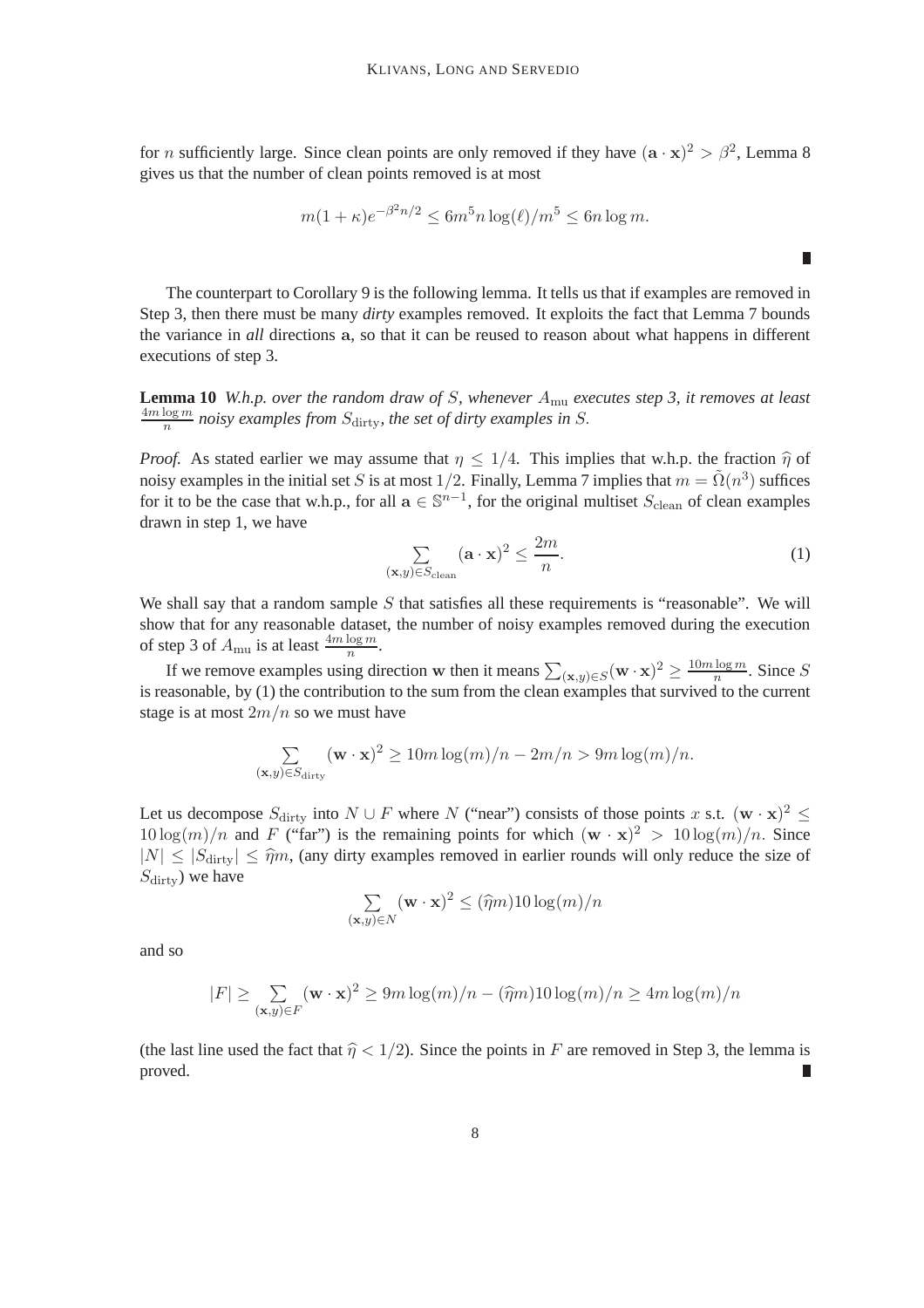for $n$ sufficiently large. Since clean points are only removed if they have $(\mathbf{a} \cdot \mathbf{x})^2 > \beta^2$, Lemma 8 gives us that the number of clean points removed is at most

$$m(1+\kappa)e^{-\beta^2 n/2} \leq 6m^5 n \log(\ell)/m^5 \leq 6n \log m.$$

∎

The counterpart to Corollary 9 is the following lemma. It tells us that if examples are removed in Step 3, then there must be many *dirty* examples removed. It exploits the fact that Lemma 7 bounds the variance in *all* directions $\mathbf{a}$, so that it can be reused to reason about what happens in different executions of step 3.

**Lemma 10** *W.h.p. over the random draw of $S$, whenever $A_{\mathrm{mu}}$ executes step 3, it removes at least $\frac{4m \log m}{n}$ noisy examples from $S_{\mathrm{dirty}}$, the set of dirty examples in $S$.*

*Proof.* As stated earlier we may assume that $\eta \leq 1/4$. This implies that w.h.p. the fraction $\widehat{\eta}$ of noisy examples in the initial set $S$ is at most $1/2$. Finally, Lemma 7 implies that $m = \tilde{\Omega}(n^3)$ suffices for it to be the case that w.h.p., for all $\mathbf{a} \in \mathbb{S}^{n-1}$, for the original multiset $S_{\mathrm{clean}}$ of clean examples drawn in step 1, we have

$$\sum_{(\mathbf{x},y) \in S_{\mathrm{clean}}} (\mathbf{a} \cdot \mathbf{x})^2 \leq \frac{2m}{n}. \tag{1}$$

We shall say that a random sample $S$ that satisfies all these requirements is "reasonable". We will show that for any reasonable dataset, the number of noisy examples removed during the execution of step 3 of $A_{\mathrm{mu}}$ is at least $\frac{4m \log m}{n}$.

If we remove examples using direction $\mathbf{w}$ then it means $\sum_{(\mathbf{x},y) \in S} (\mathbf{w} \cdot \mathbf{x})^2 \geq \frac{10m \log m}{n}$. Since $S$ is reasonable, by (1) the contribution to the sum from the clean examples that survived to the current stage is at most $2m/n$ so we must have

$$\sum_{(\mathbf{x},y) \in S_{\mathrm{dirty}}} (\mathbf{w} \cdot \mathbf{x})^2 \geq 10m \log(m)/n - 2m/n > 9m \log(m)/n.$$

Let us decompose $S_{\mathrm{dirty}}$ into $N \cup F$ where $N$ ("near") consists of those points $x$ s.t. $(\mathbf{w} \cdot \mathbf{x})^2 \leq 10 \log(m)/n$ and $F$ ("far") is the remaining points for which $(\mathbf{w} \cdot \mathbf{x})^2 > 10 \log(m)/n$. Since $|N| \leq |S_{\mathrm{dirty}}| \leq \widehat{\eta} m$, (any dirty examples removed in earlier rounds will only reduce the size of $S_{\mathrm{dirty}}$) we have

$$\sum_{(\mathbf{x},y) \in N} (\mathbf{w} \cdot \mathbf{x})^2 \leq (\widehat{\eta} m) 10 \log(m)/n$$

and so

$$|F| \geq \sum_{(\mathbf{x},y) \in F} (\mathbf{w} \cdot \mathbf{x})^2 \geq 9m \log(m)/n - (\widehat{\eta} m) 10 \log(m)/n \geq 4m \log(m)/n$$

(the last line used the fact that $\widehat{\eta} < 1/2$). Since the points in $F$ are removed in Step 3, the lemma is proved. ∎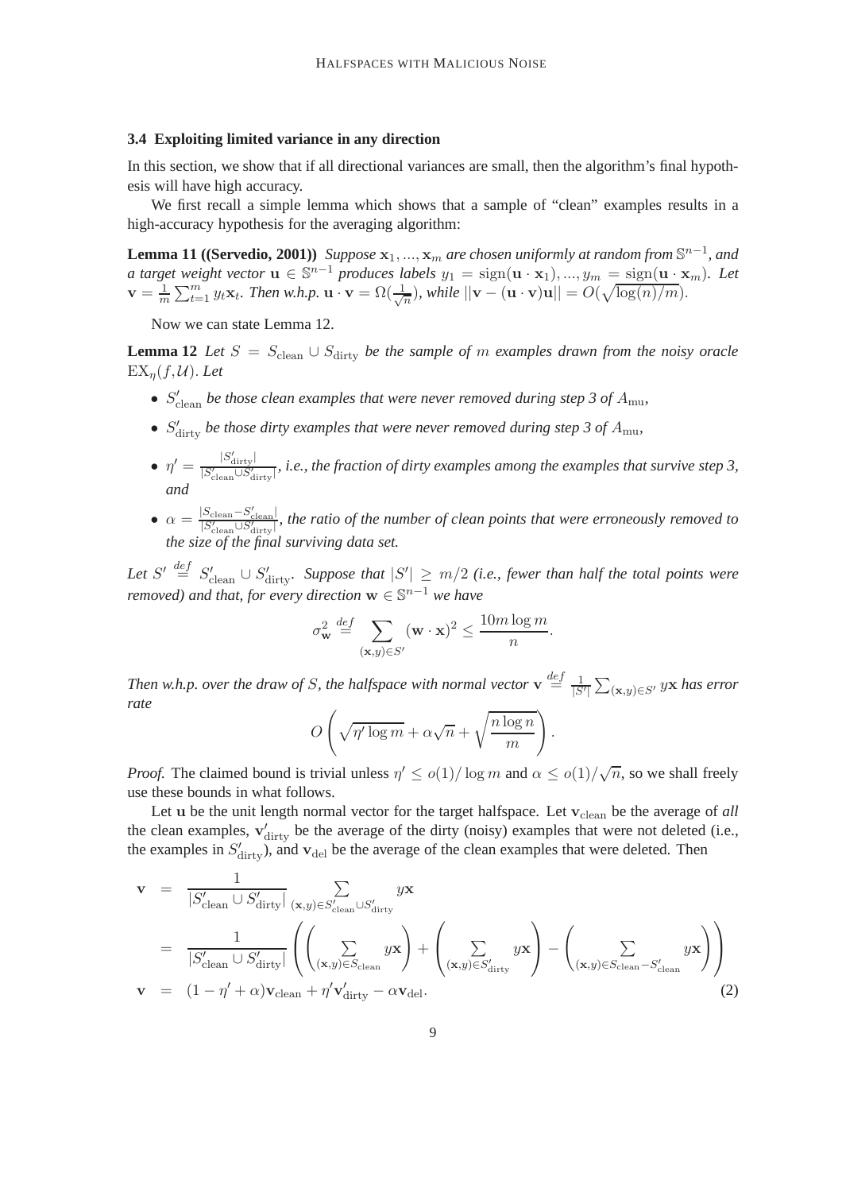### 3.4 Exploiting limited variance in any direction

In this section, we show that if all directional variances are small, then the algorithm's final hypothesis will have high accuracy.

We first recall a simple lemma which shows that a sample of "clean" examples results in a high-accuracy hypothesis for the averaging algorithm:

**Lemma 11 ((Servedio, 2001))** *Suppose $\mathbf{x}_1, ..., \mathbf{x}_m$ are chosen uniformly at random from $\mathbb{S}^{n-1}$, and a target weight vector $\mathbf{u} \in \mathbb{S}^{n-1}$ produces labels $y_1 = \text{sign}(\mathbf{u} \cdot \mathbf{x}_1), ..., y_m = \text{sign}(\mathbf{u} \cdot \mathbf{x}_m)$. Let $\mathbf{v} = \frac{1}{m} \sum_{t=1}^{m} y_t \mathbf{x}_t$. Then w.h.p. $\mathbf{u} \cdot \mathbf{v} = \Omega(\frac{1}{\sqrt{n}})$, while $||\mathbf{v} - (\mathbf{u} \cdot \mathbf{v})\mathbf{u}|| = O(\sqrt{\log(n)/m})$.*

Now we can state Lemma 12.

**Lemma 12** *Let $S = S_{\text{clean}} \cup S_{\text{dirty}}$ be the sample of $m$ examples drawn from the noisy oracle $\text{EX}_\eta(f, \mathcal{U})$. Let*

- *$S'_{\text{clean}}$ be those clean examples that were never removed during step 3 of $A_{\text{mu}}$,*
- *$S'_{\text{dirty}}$ be those dirty examples that were never removed during step 3 of $A_{\text{mu}}$,*
- *$\eta' = \frac{|S'_{\text{dirty}}|}{|S'_{\text{clean}} \cup S'_{\text{dirty}}|}$, i.e., the fraction of dirty examples among the examples that survive step 3, and*
- *$\alpha = \frac{|S_{\text{clean}} - S'_{\text{clean}}|}{|S'_{\text{clean}} \cup S'_{\text{dirty}}|}$, the ratio of the number of clean points that were erroneously removed to the size of the final surviving data set.*

*Let $S' \stackrel{def}{=} S'_{\text{clean}} \cup S'_{\text{dirty}}$. Suppose that $|S'| \geq m/2$ (i.e., fewer than half the total points were removed) and that, for every direction $\mathbf{w} \in \mathbb{S}^{n-1}$ we have*

$$\sigma^2_{\mathbf{w}} \stackrel{def}{=} \sum_{(\mathbf{x},y) \in S'} (\mathbf{w} \cdot \mathbf{x})^2 \leq \frac{10 m \log m}{n}.$$

*Then w.h.p. over the draw of $S$, the halfspace with normal vector $\mathbf{v} \stackrel{def}{=} \frac{1}{|S'|} \sum_{(\mathbf{x},y) \in S'} y\mathbf{x}$ has error rate*

$$O\left( \sqrt{\eta' \log m} + \alpha \sqrt{n} + \sqrt{\frac{n \log n}{m}} \right).$$

*Proof.* The claimed bound is trivial unless $\eta' \leq o(1)/\log m$ and $\alpha \leq o(1)/\sqrt{n}$, so we shall freely use these bounds in what follows.

Let $\mathbf{u}$ be the unit length normal vector for the target halfspace. Let $\mathbf{v}_{\text{clean}}$ be the average of *all* the clean examples, $\mathbf{v}'_{\text{dirty}}$ be the average of the dirty (noisy) examples that were not deleted (i.e., the examples in $S'_{\text{dirty}}$), and $\mathbf{v}_{\text{del}}$ be the average of the clean examples that were deleted. Then

$$\begin{aligned}
\mathbf{v} &= \frac{1}{|S'_{\text{clean}} \cup S'_{\text{dirty}}|} \sum_{(\mathbf{x},y) \in S'_{\text{clean}} \cup S'_{\text{dirty}}} y\mathbf{x} \\
&= \frac{1}{|S'_{\text{clean}} \cup S'_{\text{dirty}}|} \left( \left( \sum_{(\mathbf{x},y) \in S_{\text{clean}}} y\mathbf{x} \right) + \left( \sum_{(\mathbf{x},y) \in S'_{\text{dirty}}} y\mathbf{x} \right) - \left( \sum_{(\mathbf{x},y) \in S_{\text{clean}} - S'_{\text{clean}}} y\mathbf{x} \right) \right) \\
\mathbf{v} &= (1 - \eta' + \alpha)\mathbf{v}_{\text{clean}} + \eta' \mathbf{v}'_{\text{dirty}} - \alpha \mathbf{v}_{\text{del}}. \qquad (2)
\end{aligned}$$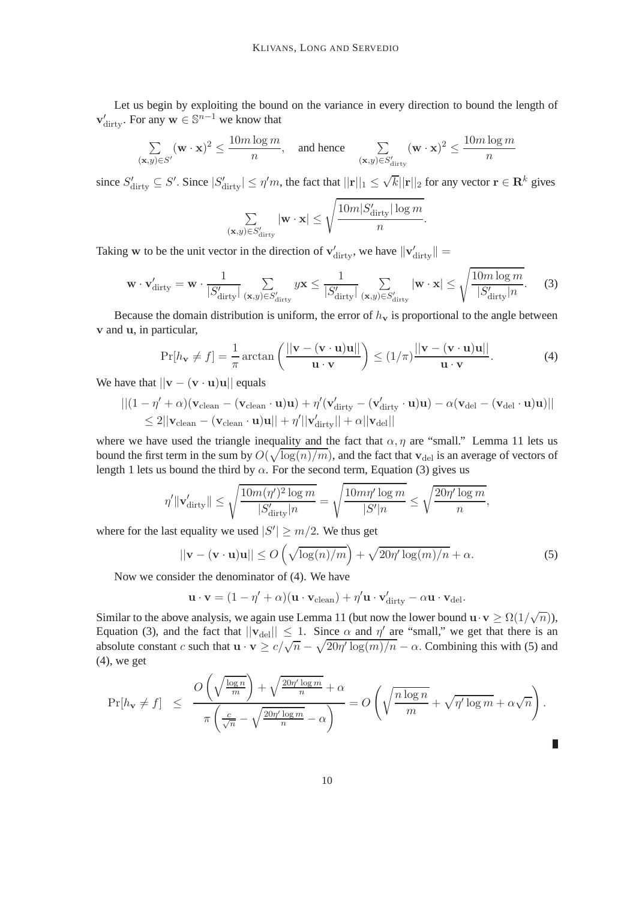Let us begin by exploiting the bound on the variance in every direction to bound the length of $\mathbf{v}'_{\mathrm{dirty}}$. For any $\mathbf{w} \in \mathbb{S}^{n-1}$ we know that

$$\sum_{(\mathbf{x},y)\in S'} (\mathbf{w}\cdot\mathbf{x})^2 \le \frac{10m\log m}{n}, \quad \text{and hence} \quad \sum_{(\mathbf{x},y)\in S'_{\mathrm{dirty}}} (\mathbf{w}\cdot\mathbf{x})^2 \le \frac{10m\log m}{n}$$

since $S'_{\mathrm{dirty}} \subseteq S'$. Since $|S'_{\mathrm{dirty}}| \le \eta' m$, the fact that $||\mathbf{r}||_1 \le \sqrt{k}||\mathbf{r}||_2$ for any vector $\mathbf{r} \in \mathbf{R}^k$ gives

$$\sum_{(\mathbf{x},y)\in S'_{\mathrm{dirty}}} |\mathbf{w}\cdot\mathbf{x}| \le \sqrt{\frac{10m|S'_{\mathrm{dirty}}|\log m}{n}}.$$

Taking $\mathbf{w}$ to be the unit vector in the direction of $\mathbf{v}'_{\mathrm{dirty}}$, we have $\|\mathbf{v}'_{\mathrm{dirty}}\| =$

$$\mathbf{w}\cdot\mathbf{v}'_{\mathrm{dirty}} = \mathbf{w}\cdot\frac{1}{|S'_{\mathrm{dirty}}|}\sum_{(\mathbf{x},y)\in S'_{\mathrm{dirty}}} y\mathbf{x} \le \frac{1}{|S'_{\mathrm{dirty}}|}\sum_{(\mathbf{x},y)\in S'_{\mathrm{dirty}}} |\mathbf{w}\cdot\mathbf{x}| \le \sqrt{\frac{10m\log m}{|S'_{\mathrm{dirty}}|n}}. \qquad (3)$$

Because the domain distribution is uniform, the error of $h_{\mathbf{v}}$ is proportional to the angle between $\mathbf{v}$ and $\mathbf{u}$, in particular,

$$\Pr[h_{\mathbf{v}} \ne f] = \frac{1}{\pi}\arctan\left(\frac{||\mathbf{v}-(\mathbf{v}\cdot\mathbf{u})\mathbf{u}||}{\mathbf{u}\cdot\mathbf{v}}\right) \le (1/\pi)\frac{||\mathbf{v}-(\mathbf{v}\cdot\mathbf{u})\mathbf{u}||}{\mathbf{u}\cdot\mathbf{v}}. \qquad (4)$$

We have that $||\mathbf{v}-(\mathbf{v}\cdot\mathbf{u})\mathbf{u}||$ equals

$$\begin{aligned}&||(1-\eta'+\alpha)(\mathbf{v}_{\mathrm{clean}}-(\mathbf{v}_{\mathrm{clean}}\cdot\mathbf{u})\mathbf{u}) + \eta'(\mathbf{v}'_{\mathrm{dirty}}-(\mathbf{v}'_{\mathrm{dirty}}\cdot\mathbf{u})\mathbf{u}) - \alpha(\mathbf{v}_{\mathrm{del}}-(\mathbf{v}_{\mathrm{del}}\cdot\mathbf{u})\mathbf{u})||\\ &\le 2||\mathbf{v}_{\mathrm{clean}}-(\mathbf{v}_{\mathrm{clean}}\cdot\mathbf{u})\mathbf{u}|| + \eta'||\mathbf{v}'_{\mathrm{dirty}}|| + \alpha||\mathbf{v}_{\mathrm{del}}||\end{aligned}$$

where we have used the triangle inequality and the fact that $\alpha, \eta$ are "small." Lemma 11 lets us bound the first term in the sum by $O(\sqrt{\log(n)/m})$, and the fact that $\mathbf{v}_{\mathrm{del}}$ is an average of vectors of length 1 lets us bound the third by $\alpha$. For the second term, Equation (3) gives us

$$\eta'\|\mathbf{v}'_{\mathrm{dirty}}\| \le \sqrt{\frac{10m(\eta')^2\log m}{|S'_{\mathrm{dirty}}|n}} = \sqrt{\frac{10m\eta'\log m}{|S'|n}} \le \sqrt{\frac{20\eta'\log m}{n}},$$

where for the last equality we used $|S'| \ge m/2$. We thus get

$$||\mathbf{v}-(\mathbf{v}\cdot\mathbf{u})\mathbf{u}|| \le O\left(\sqrt{\log(n)/m}\right) + \sqrt{20\eta'\log(m)/n} + \alpha. \qquad (5)$$

Now we consider the denominator of (4). We have

$$\mathbf{u}\cdot\mathbf{v} = (1-\eta'+\alpha)(\mathbf{u}\cdot\mathbf{v}_{\mathrm{clean}}) + \eta'\mathbf{u}\cdot\mathbf{v}'_{\mathrm{dirty}} - \alpha\mathbf{u}\cdot\mathbf{v}_{\mathrm{del}}.$$

Similar to the above analysis, we again use Lemma 11 (but now the lower bound $\mathbf{u}\cdot\mathbf{v} \ge \Omega(1/\sqrt{n})$), Equation (3), and the fact that $||\mathbf{v}_{\mathrm{del}}|| \le 1$. Since $\alpha$ and $\eta'$ are "small," we get that there is an absolute constant $c$ such that $\mathbf{u}\cdot\mathbf{v} \ge c/\sqrt{n} - \sqrt{20\eta'\log(m)/n} - \alpha$. Combining this with (5) and (4), we get

$$\Pr[h_{\mathbf{v}} \ne f] \;\le\; \frac{O\left(\sqrt{\frac{\log n}{m}}\right) + \sqrt{\frac{20\eta'\log m}{n}} + \alpha}{\pi\left(\frac{c}{\sqrt{n}} - \sqrt{\frac{20\eta'\log m}{n}} - \alpha\right)} = O\left(\sqrt{\frac{n\log n}{m}} + \sqrt{\eta'\log m} + \alpha\sqrt{n}\right).$$

∎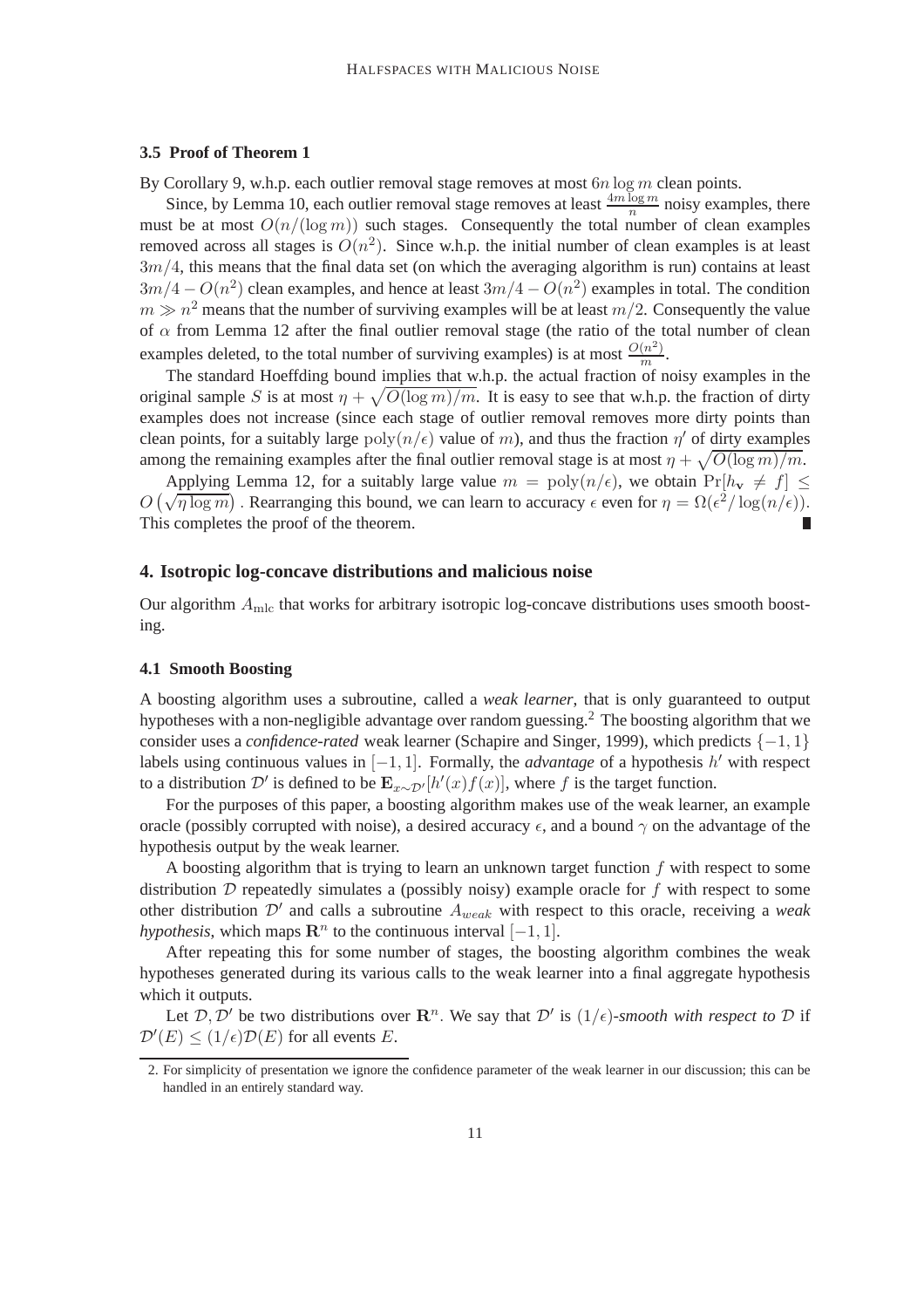### 3.5 Proof of Theorem 1

By Corollary 9, w.h.p. each outlier removal stage removes at most $6n \log m$ clean points.

Since, by Lemma 10, each outlier removal stage removes at least $\frac{4m \log m}{n}$ noisy examples, there must be at most $O(n/(\log m))$ such stages. Consequently the total number of clean examples removed across all stages is $O(n^2)$. Since w.h.p. the initial number of clean examples is at least $3m/4$, this means that the final data set (on which the averaging algorithm is run) contains at least $3m/4 - O(n^2)$ clean examples, and hence at least $3m/4 - O(n^2)$ examples in total. The condition $m \gg n^2$ means that the number of surviving examples will be at least $m/2$. Consequently the value of $\alpha$ from Lemma 12 after the final outlier removal stage (the ratio of the total number of clean examples deleted, to the total number of surviving examples) is at most $\frac{O(n^2)}{m}$.

The standard Hoeffding bound implies that w.h.p. the actual fraction of noisy examples in the original sample $S$ is at most $\eta + \sqrt{O(\log m)/m}$. It is easy to see that w.h.p. the fraction of dirty examples does not increase (since each stage of outlier removal removes more dirty points than clean points, for a suitably large $\mathrm{poly}(n/\epsilon)$ value of $m$), and thus the fraction $\eta'$ of dirty examples among the remaining examples after the final outlier removal stage is at most $\eta + \sqrt{O(\log m)/m}$.

Applying Lemma 12, for a suitably large value $m = \mathrm{poly}(n/\epsilon)$, we obtain $\Pr[h_{\mathbf{v}} \neq f] \leq O\left(\sqrt{\eta \log m}\right)$. Rearranging this bound, we can learn to accuracy $\epsilon$ even for $\eta = \Omega(\epsilon^2/\log(n/\epsilon))$. This completes the proof of the theorem. ∎

## 4. Isotropic log-concave distributions and malicious noise

Our algorithm $A_{\mathrm{mlc}}$ that works for arbitrary isotropic log-concave distributions uses smooth boosting.

### 4.1 Smooth Boosting

A boosting algorithm uses a subroutine, called a *weak learner*, that is only guaranteed to output hypotheses with a non-negligible advantage over random guessing.[2] The boosting algorithm that we consider uses a *confidence-rated* weak learner (Schapire and Singer, 1999), which predicts $\{-1, 1\}$ labels using continuous values in $[-1, 1]$. Formally, the *advantage* of a hypothesis $h'$ with respect to a distribution $\mathcal{D}'$ is defined to be $\mathbf{E}_{x \sim \mathcal{D}'}[h'(x)f(x)]$, where $f$ is the target function.

For the purposes of this paper, a boosting algorithm makes use of the weak learner, an example oracle (possibly corrupted with noise), a desired accuracy $\epsilon$, and a bound $\gamma$ on the advantage of the hypothesis output by the weak learner.

A boosting algorithm that is trying to learn an unknown target function $f$ with respect to some distribution $\mathcal{D}$ repeatedly simulates a (possibly noisy) example oracle for $f$ with respect to some other distribution $\mathcal{D}'$ and calls a subroutine $A_{weak}$ with respect to this oracle, receiving a *weak hypothesis*, which maps $\mathbf{R}^n$ to the continuous interval $[-1, 1]$.

After repeating this for some number of stages, the boosting algorithm combines the weak hypotheses generated during its various calls to the weak learner into a final aggregate hypothesis which it outputs.

Let $\mathcal{D}, \mathcal{D}'$ be two distributions over $\mathbf{R}^n$. We say that $\mathcal{D}'$ is $(1/\epsilon)$-*smooth with respect to* $\mathcal{D}$ if $\mathcal{D}'(E) \leq (1/\epsilon)\mathcal{D}(E)$ for all events $E$.

2. For simplicity of presentation we ignore the confidence parameter of the weak learner in our discussion; this can be handled in an entirely standard way.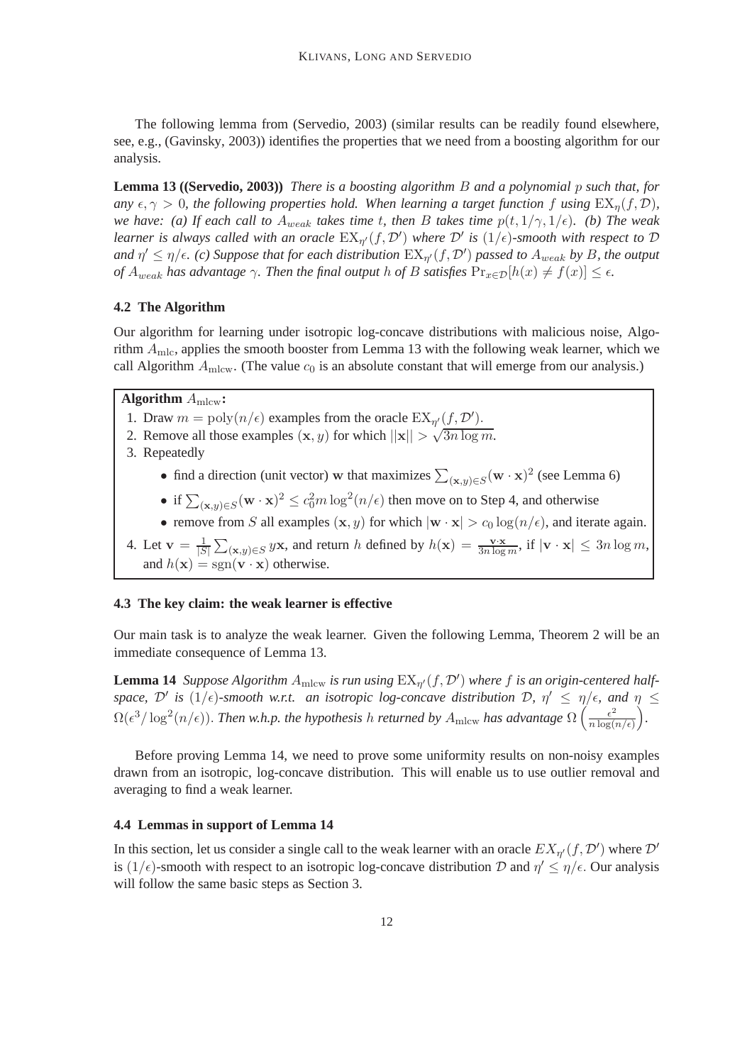The following lemma from (Servedio, 2003) (similar results can be readily found elsewhere, see, e.g., (Gavinsky, 2003)) identifies the properties that we need from a boosting algorithm for our analysis.

**Lemma 13 ((Servedio, 2003))** *There is a boosting algorithm $B$ and a polynomial $p$ such that, for any $\epsilon, \gamma > 0$, the following properties hold. When learning a target function $f$ using $\mathrm{EX}_\eta(f, \mathcal{D})$, we have: (a) If each call to $A_{weak}$ takes time $t$, then $B$ takes time $p(t, 1/\gamma, 1/\epsilon)$. (b) The weak learner is always called with an oracle $\mathrm{EX}_{\eta'}(f, \mathcal{D}')$ where $\mathcal{D}'$ is $(1/\epsilon)$-smooth with respect to $\mathcal{D}$ and $\eta' \leq \eta/\epsilon$. (c) Suppose that for each distribution $\mathrm{EX}_{\eta'}(f, \mathcal{D}')$ passed to $A_{weak}$ by $B$, the output of $A_{weak}$ has advantage $\gamma$. Then the final output $h$ of $B$ satisfies $\Pr_{x \in \mathcal{D}}[h(x) \neq f(x)] \leq \epsilon$.*

### 4.2 The Algorithm

Our algorithm for learning under isotropic log-concave distributions with malicious noise, Algorithm $A_{\mathrm{mlc}}$, applies the smooth booster from Lemma 13 with the following weak learner, which we call Algorithm $A_{\mathrm{mlcw}}$. (The value $c_0$ is an absolute constant that will emerge from our analysis.)

**Algorithm $A_{\mathrm{mlcw}}$:**

1. Draw $m = \mathrm{poly}(n/\epsilon)$ examples from the oracle $\mathrm{EX}_{\eta'}(f, \mathcal{D}')$.
2. Remove all those examples $(\mathbf{x}, y)$ for which $||\mathbf{x}|| > \sqrt{3n \log m}$.
3. Repeatedly
   - find a direction (unit vector) $\mathbf{w}$ that maximizes $\sum_{(\mathbf{x},y) \in S} (\mathbf{w} \cdot \mathbf{x})^2$ (see Lemma 6)
   - if $\sum_{(\mathbf{x},y) \in S} (\mathbf{w} \cdot \mathbf{x})^2 \leq c_0^2 m \log^2(n/\epsilon)$ then move on to Step 4, and otherwise
   - remove from $S$ all examples $(\mathbf{x}, y)$ for which $|\mathbf{w} \cdot \mathbf{x}| > c_0 \log(n/\epsilon)$, and iterate again.
4. Let $\mathbf{v} = \frac{1}{|S|} \sum_{(\mathbf{x},y) \in S} y\mathbf{x}$, and return $h$ defined by $h(\mathbf{x}) = \frac{\mathbf{v} \cdot \mathbf{x}}{3n \log m}$, if $|\mathbf{v} \cdot \mathbf{x}| \leq 3n \log m$, and $h(\mathbf{x}) = \mathrm{sgn}(\mathbf{v} \cdot \mathbf{x})$ otherwise.

### 4.3 The key claim: the weak learner is effective

Our main task is to analyze the weak learner. Given the following Lemma, Theorem 2 will be an immediate consequence of Lemma 13.

**Lemma 14** *Suppose Algorithm $A_{\mathrm{mlcw}}$ is run using $\mathrm{EX}_{\eta'}(f, \mathcal{D}')$ where $f$ is an origin-centered half-space, $\mathcal{D}'$ is $(1/\epsilon)$-smooth w.r.t. an isotropic log-concave distribution $\mathcal{D}$, $\eta' \leq \eta/\epsilon$, and $\eta \leq \Omega(\epsilon^3/\log^2(n/\epsilon))$. Then w.h.p. the hypothesis $h$ returned by $A_{\mathrm{mlcw}}$ has advantage $\Omega\left(\frac{\epsilon^2}{n \log(n/\epsilon)}\right)$.*

Before proving Lemma 14, we need to prove some uniformity results on non-noisy examples drawn from an isotropic, log-concave distribution. This will enable us to use outlier removal and averaging to find a weak learner.

### 4.4 Lemmas in support of Lemma 14

In this section, let us consider a single call to the weak learner with an oracle $EX_{\eta'}(f, \mathcal{D}')$ where $\mathcal{D}'$ is $(1/\epsilon)$-smooth with respect to an isotropic log-concave distribution $\mathcal{D}$ and $\eta' \leq \eta/\epsilon$. Our analysis will follow the same basic steps as Section 3.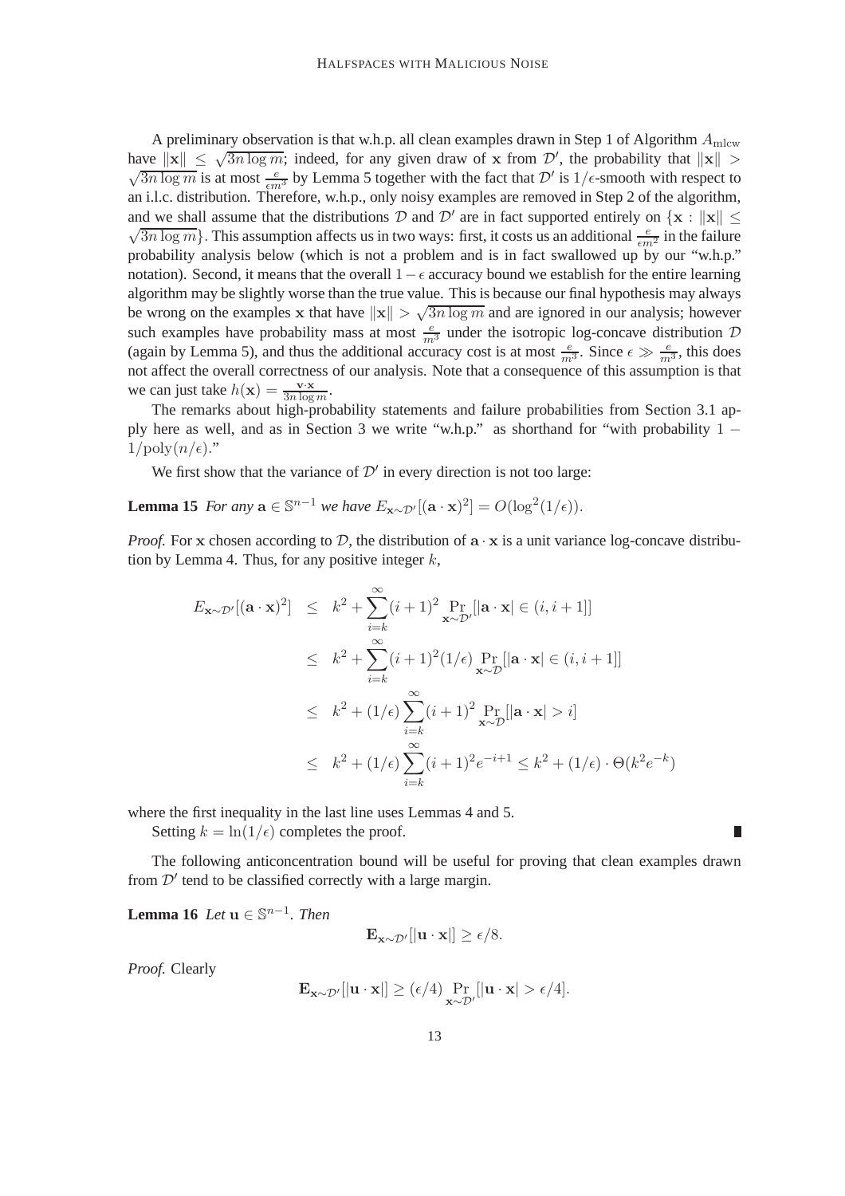A preliminary observation is that w.h.p. all clean examples drawn in Step 1 of Algorithm $A_{\mathrm{mlcw}}$ have $\|\mathbf{x}\| \leq \sqrt{3n \log m}$; indeed, for any given draw of $\mathbf{x}$ from $\mathcal{D}'$, the probability that $\|\mathbf{x}\| > \sqrt{3n \log m}$ is at most $\frac{e}{\epsilon m^3}$ by Lemma 5 together with the fact that $\mathcal{D}'$ is $1/\epsilon$-smooth with respect to an i.l.c. distribution. Therefore, w.h.p., only noisy examples are removed in Step 2 of the algorithm, and we shall assume that the distributions $\mathcal{D}$ and $\mathcal{D}'$ are in fact supported entirely on $\{\mathbf{x} : \|\mathbf{x}\| \leq \sqrt{3n \log m}\}$. This assumption affects us in two ways: first, it costs us an additional $\frac{e}{\epsilon m^2}$ in the failure probability analysis below (which is not a problem and is in fact swallowed up by our "w.h.p." notation). Second, it means that the overall $1 - \epsilon$ accuracy bound we establish for the entire learning algorithm may be slightly worse than the true value. This is because our final hypothesis may always be wrong on the examples $\mathbf{x}$ that have $\|\mathbf{x}\| > \sqrt{3n \log m}$ and are ignored in our analysis; however such examples have probability mass at most $\frac{e}{m^3}$ under the isotropic log-concave distribution $\mathcal{D}$ (again by Lemma 5), and thus the additional accuracy cost is at most $\frac{e}{m^3}$. Since $\epsilon \gg \frac{e}{m^3}$, this does not affect the overall correctness of our analysis. Note that a consequence of this assumption is that we can just take $h(\mathbf{x}) = \frac{\mathbf{v} \cdot \mathbf{x}}{3n \log m}$.

The remarks about high-probability statements and failure probabilities from Section 3.1 apply here as well, and as in Section 3 we write "w.h.p." as shorthand for "with probability $1 - 1/\mathrm{poly}(n/\epsilon)$."

We first show that the variance of $\mathcal{D}'$ in every direction is not too large:

**Lemma 15** *For any $\mathbf{a} \in \mathbb{S}^{n-1}$ we have $E_{\mathbf{x} \sim \mathcal{D}'}[(\mathbf{a} \cdot \mathbf{x})^2] = O(\log^2(1/\epsilon))$.*

*Proof.* For $\mathbf{x}$ chosen according to $\mathcal{D}$, the distribution of $\mathbf{a} \cdot \mathbf{x}$ is a unit variance log-concave distribution by Lemma 4. Thus, for any positive integer $k$,

$$
\begin{aligned}
E_{\mathbf{x} \sim \mathcal{D}'}[(\mathbf{a} \cdot \mathbf{x})^2] &\leq k^2 + \sum_{i=k}^{\infty} (i+1)^2 \Pr_{\mathbf{x} \sim \mathcal{D}'}[|\mathbf{a} \cdot \mathbf{x}| \in (i, i+1]] \\
&\leq k^2 + \sum_{i=k}^{\infty} (i+1)^2 (1/\epsilon) \Pr_{\mathbf{x} \sim \mathcal{D}}[|\mathbf{a} \cdot \mathbf{x}| \in (i, i+1]] \\
&\leq k^2 + (1/\epsilon) \sum_{i=k}^{\infty} (i+1)^2 \Pr_{\mathbf{x} \sim \mathcal{D}}[|\mathbf{a} \cdot \mathbf{x}| > i] \\
&\leq k^2 + (1/\epsilon) \sum_{i=k}^{\infty} (i+1)^2 e^{-i+1} \leq k^2 + (1/\epsilon) \cdot \Theta(k^2 e^{-k})
\end{aligned}
$$

where the first inequality in the last line uses Lemmas 4 and 5.

Setting $k = \ln(1/\epsilon)$ completes the proof. ∎

The following anticoncentration bound will be useful for proving that clean examples drawn from $\mathcal{D}'$ tend to be classified correctly with a large margin.

**Lemma 16** *Let $\mathbf{u} \in \mathbb{S}^{n-1}$. Then*

$$\mathbf{E}_{\mathbf{x} \sim \mathcal{D}'}[|\mathbf{u} \cdot \mathbf{x}|] \geq \epsilon/8.$$

*Proof.* Clearly

$$\mathbf{E}_{\mathbf{x} \sim \mathcal{D}'}[|\mathbf{u} \cdot \mathbf{x}|] \geq (\epsilon/4) \Pr_{\mathbf{x} \sim \mathcal{D}'}[|\mathbf{u} \cdot \mathbf{x}| > \epsilon/4].$$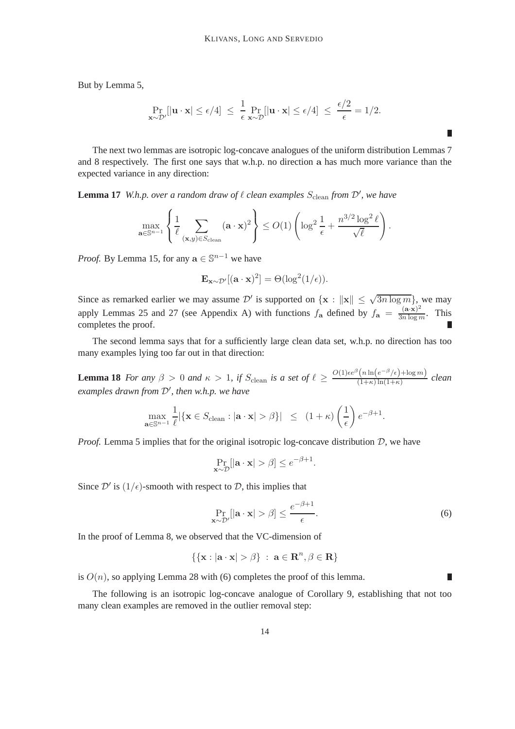But by Lemma 5,

$$\Pr_{\mathbf{x} \sim \mathcal{D}'}[|\mathbf{u} \cdot \mathbf{x}| \leq \epsilon/4] \ \leq \ \frac{1}{\epsilon} \Pr_{\mathbf{x} \sim \mathcal{D}}[|\mathbf{u} \cdot \mathbf{x}| \leq \epsilon/4] \ \leq \ \frac{\epsilon/2}{\epsilon} = 1/2.$$

∎

The next two lemmas are isotropic log-concave analogues of the uniform distribution Lemmas 7 and 8 respectively. The first one says that w.h.p. no direction $\mathbf{a}$ has much more variance than the expected variance in any direction:

**Lemma 17** *W.h.p. over a random draw of $\ell$ clean examples $S_{\text{clean}}$ from $\mathcal{D}'$, we have*

$$\max_{\mathbf{a} \in \mathbb{S}^{n-1}} \left\{ \frac{1}{\ell} \sum_{(\mathbf{x},y) \in S_{\text{clean}}} (\mathbf{a} \cdot \mathbf{x})^2 \right\} \leq O(1) \left( \log^2 \frac{1}{\epsilon} + \frac{n^{3/2} \log^2 \ell}{\sqrt{\ell}} \right).$$

*Proof.* By Lemma 15, for any $\mathbf{a} \in \mathbb{S}^{n-1}$ we have

$$\mathbf{E}_{\mathbf{x} \sim \mathcal{D}'}[(\mathbf{a} \cdot \mathbf{x})^2] = \Theta(\log^2(1/\epsilon)).$$

Since as remarked earlier we may assume $\mathcal{D}'$ is supported on $\{\mathbf{x} : \|\mathbf{x}\| \leq \sqrt{3n \log m}\}$, we may apply Lemmas 25 and 27 (see Appendix A) with functions $f_{\mathbf{a}}$ defined by $f_{\mathbf{a}} = \frac{(\mathbf{a} \cdot \mathbf{x})^2}{3n \log m}$. This completes the proof. ∎

The second lemma says that for a sufficiently large clean data set, w.h.p. no direction has too many examples lying too far out in that direction:

**Lemma 18** *For any $\beta > 0$ and $\kappa > 1$, if $S_{\text{clean}}$ is a set of $\ell \geq \frac{O(1)\epsilon e^{\beta}\left(n \ln\left(e^{-\beta}/\epsilon\right) + \log m\right)}{(1+\kappa)\ln(1+\kappa)}$ clean examples drawn from $\mathcal{D}'$, then w.h.p. we have*

$$\max_{\mathbf{a} \in \mathbb{S}^{n-1}} \frac{1}{\ell} |\{\mathbf{x} \in S_{\text{clean}} : |\mathbf{a} \cdot \mathbf{x}| > \beta\}| \ \ \leq \ \ (1+\kappa) \left(\frac{1}{\epsilon}\right) e^{-\beta+1}.$$

*Proof.* Lemma 5 implies that for the original isotropic log-concave distribution $\mathcal{D}$, we have

$$\Pr_{\mathbf{x} \sim \mathcal{D}}[|\mathbf{a} \cdot \mathbf{x}| > \beta] \leq e^{-\beta+1}.$$

Since $\mathcal{D}'$ is $(1/\epsilon)$-smooth with respect to $\mathcal{D}$, this implies that

$$\Pr_{\mathbf{x} \sim \mathcal{D}'}[|\mathbf{a} \cdot \mathbf{x}| > \beta] \leq \frac{e^{-\beta+1}}{\epsilon}. \tag{6}$$

In the proof of Lemma 8, we observed that the VC-dimension of

$$\{\{\mathbf{x} : |\mathbf{a} \cdot \mathbf{x}| > \beta\} \ : \ \mathbf{a} \in \mathbf{R}^n, \beta \in \mathbf{R}\}$$

is $O(n)$, so applying Lemma 28 with (6) completes the proof of this lemma. ∎

The following is an isotropic log-concave analogue of Corollary 9, establishing that not too many clean examples are removed in the outlier removal step: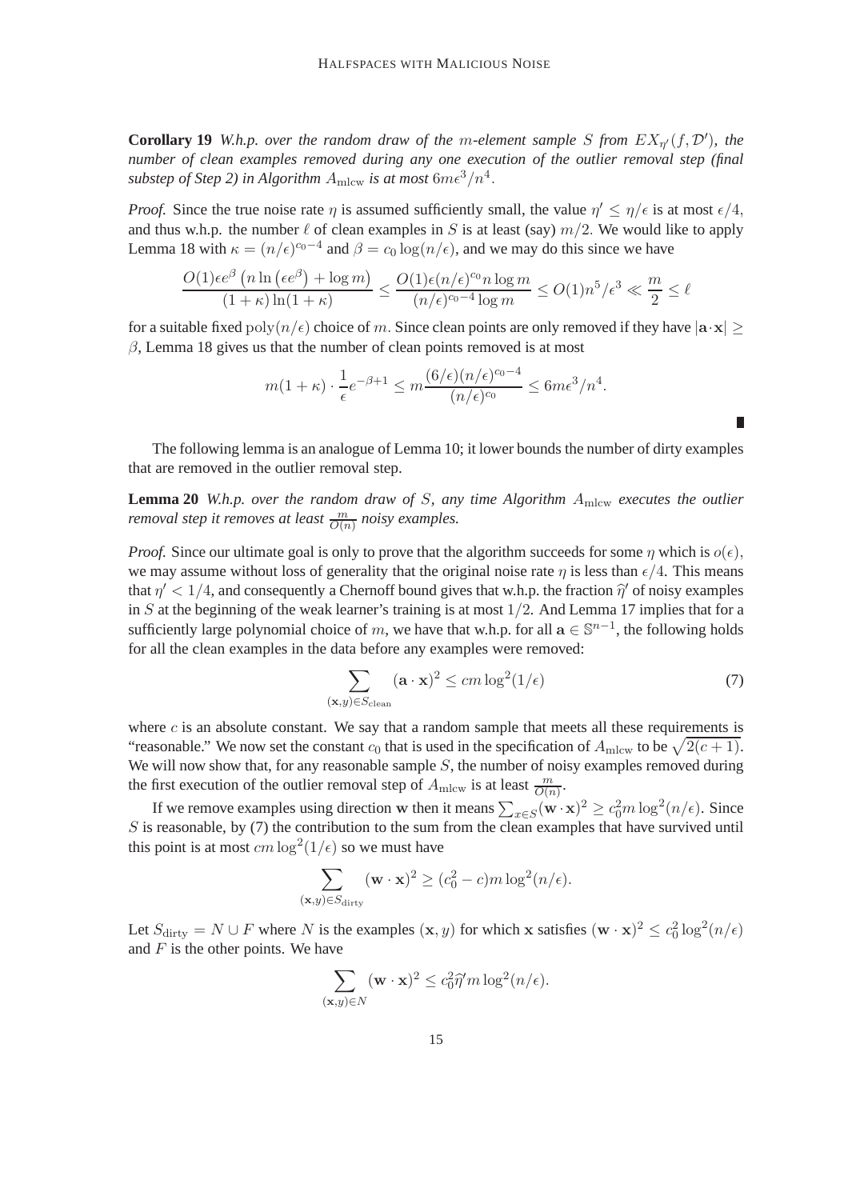**Corollary 19** *W.h.p. over the random draw of the $m$-element sample $S$ from $EX_{\eta'}(f, \mathcal{D}')$, the number of clean examples removed during any one execution of the outlier removal step (final substep of Step 2) in Algorithm $A_{\rm mlcw}$ is at most $6m\epsilon^3/n^4$.*

*Proof.* Since the true noise rate $\eta$ is assumed sufficiently small, the value $\eta' \leq \eta/\epsilon$ is at most $\epsilon/4$, and thus w.h.p. the number $\ell$ of clean examples in $S$ is at least (say) $m/2$. We would like to apply Lemma 18 with $\kappa = (n/\epsilon)^{c_0-4}$ and $\beta = c_0 \log(n/\epsilon)$, and we may do this since we have

$$\frac{O(1)\epsilon e^{\beta}\left(n \ln\left(\epsilon e^{\beta}\right) + \log m\right)}{(1+\kappa)\ln(1+\kappa)} \leq \frac{O(1)\epsilon (n/\epsilon)^{c_0} n \log m}{(n/\epsilon)^{c_0-4}\log m} \leq O(1) n^5/\epsilon^3 \ll \frac{m}{2} \leq \ell$$

for a suitable fixed $\mathrm{poly}(n/\epsilon)$ choice of $m$. Since clean points are only removed if they have $|\mathbf{a}\cdot\mathbf{x}| \geq \beta$, Lemma 18 gives us that the number of clean points removed is at most

$$m(1+\kappa)\cdot\frac{1}{\epsilon}e^{-\beta+1} \leq m\frac{(6/\epsilon)(n/\epsilon)^{c_0-4}}{(n/\epsilon)^{c_0}} \leq 6m\epsilon^3/n^4.$$

∎

The following lemma is an analogue of Lemma 10; it lower bounds the number of dirty examples that are removed in the outlier removal step.

**Lemma 20** *W.h.p. over the random draw of $S$, any time Algorithm $A_{\rm mlcw}$ executes the outlier removal step it removes at least $\frac{m}{O(n)}$ noisy examples.*

*Proof.* Since our ultimate goal is only to prove that the algorithm succeeds for some $\eta$ which is $o(\epsilon)$, we may assume without loss of generality that the original noise rate $\eta$ is less than $\epsilon/4$. This means that $\eta' < 1/4$, and consequently a Chernoff bound gives that w.h.p. the fraction $\widehat{\eta}'$ of noisy examples in $S$ at the beginning of the weak learner's training is at most $1/2$. And Lemma 17 implies that for a sufficiently large polynomial choice of $m$, we have that w.h.p. for all $\mathbf{a} \in \mathbb{S}^{n-1}$, the following holds for all the clean examples in the data before any examples were removed:

$$\sum_{(\mathbf{x},y)\in S_{\rm clean}} (\mathbf{a}\cdot\mathbf{x})^2 \leq cm\log^2(1/\epsilon) \tag{7}$$

where $c$ is an absolute constant. We say that a random sample that meets all these requirements is "reasonable." We now set the constant $c_0$ that is used in the specification of $A_{\rm mlcw}$ to be $\sqrt{2(c+1)}$. We will now show that, for any reasonable sample $S$, the number of noisy examples removed during the first execution of the outlier removal step of $A_{\rm mlcw}$ is at least $\frac{m}{O(n)}$.

If we remove examples using direction $\mathbf{w}$ then it means $\sum_{x\in S}(\mathbf{w}\cdot\mathbf{x})^2 \geq c_0^2 m\log^2(n/\epsilon)$. Since $S$ is reasonable, by (7) the contribution to the sum from the clean examples that have survived until this point is at most $cm\log^2(1/\epsilon)$ so we must have

$$\sum_{(\mathbf{x},y)\in S_{\rm dirty}} (\mathbf{w}\cdot\mathbf{x})^2 \geq (c_0^2 - c)m\log^2(n/\epsilon).$$

Let $S_{\rm dirty} = N \cup F$ where $N$ is the examples $(\mathbf{x}, y)$ for which $\mathbf{x}$ satisfies $(\mathbf{w}\cdot\mathbf{x})^2 \leq c_0^2\log^2(n/\epsilon)$ and $F$ is the other points. We have

$$\sum_{(\mathbf{x},y)\in N} (\mathbf{w}\cdot\mathbf{x})^2 \leq c_0^2\widehat{\eta}' m\log^2(n/\epsilon).$$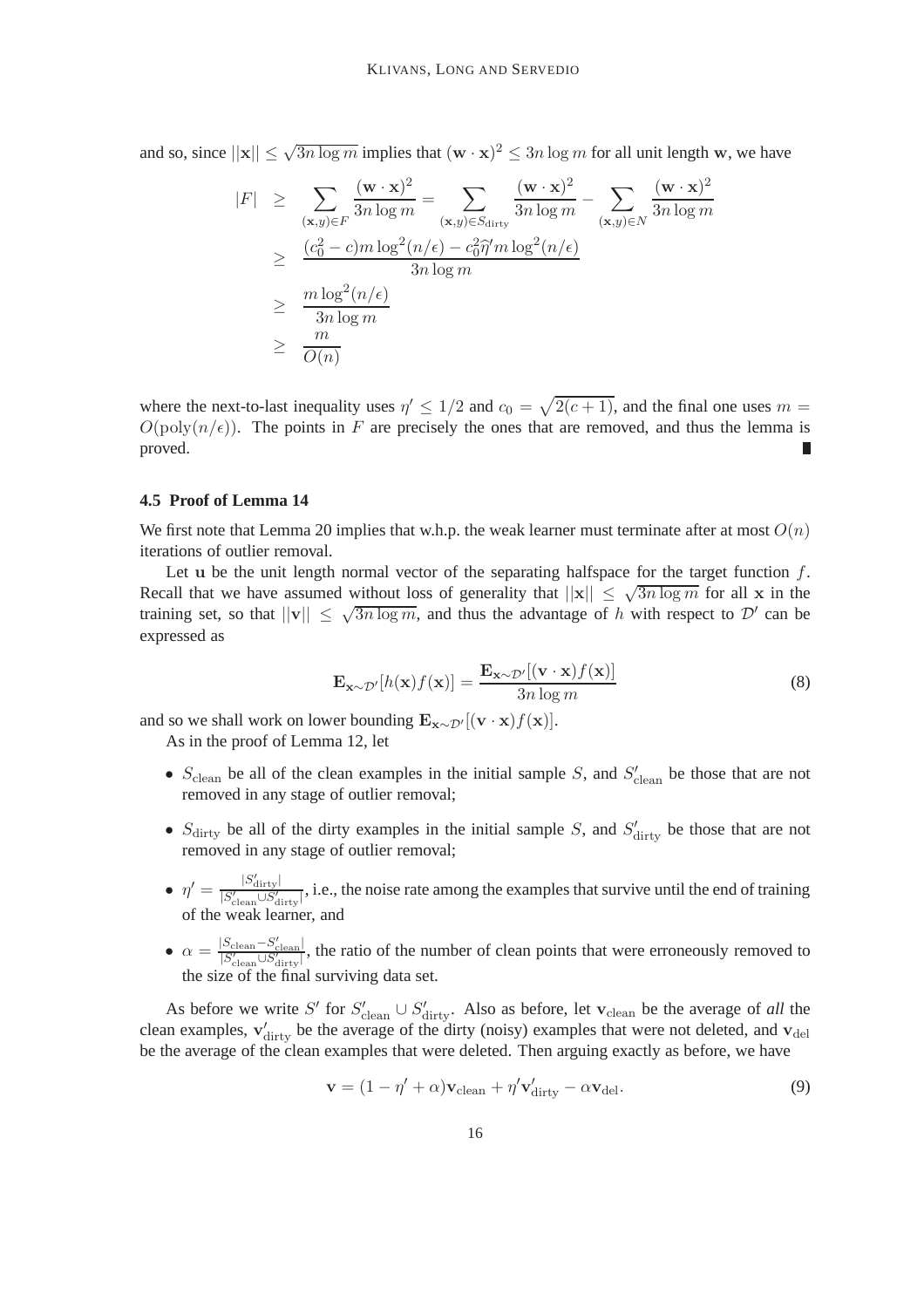and so, since $||\mathbf{x}|| \leq \sqrt{3n \log m}$ implies that $(\mathbf{w} \cdot \mathbf{x})^2 \leq 3n \log m$ for all unit length $\mathbf{w}$, we have

$$
\begin{aligned}
|F| &\geq \sum_{(\mathbf{x},y) \in F} \frac{(\mathbf{w} \cdot \mathbf{x})^2}{3n \log m} = \sum_{(\mathbf{x},y) \in S_{\text{dirty}}} \frac{(\mathbf{w} \cdot \mathbf{x})^2}{3n \log m} - \sum_{(\mathbf{x},y) \in N} \frac{(\mathbf{w} \cdot \mathbf{x})^2}{3n \log m} \\
&\geq \frac{(c_0^2 - c) m \log^2(n/\epsilon) - c_0^2 \widehat{\eta}' m \log^2(n/\epsilon)}{3n \log m} \\
&\geq \frac{m \log^2(n/\epsilon)}{3n \log m} \\
&\geq \frac{m}{O(n)}
\end{aligned}
$$

where the next-to-last inequality uses $\eta' \leq 1/2$ and $c_0 = \sqrt{2(c+1)}$, and the final one uses $m = O(\text{poly}(n/\epsilon))$. The points in $F$ are precisely the ones that are removed, and thus the lemma is proved. ∎

### 4.5 Proof of Lemma 14

We first note that Lemma 20 implies that w.h.p. the weak learner must terminate after at most $O(n)$ iterations of outlier removal.

Let $\mathbf{u}$ be the unit length normal vector of the separating halfspace for the target function $f$. Recall that we have assumed without loss of generality that $||\mathbf{x}|| \leq \sqrt{3n \log m}$ for all $\mathbf{x}$ in the training set, so that $||\mathbf{v}|| \leq \sqrt{3n \log m}$, and thus the advantage of $h$ with respect to $\mathcal{D}'$ can be expressed as

$$
\mathbf{E}_{\mathbf{x} \sim \mathcal{D}'}[h(\mathbf{x}) f(\mathbf{x})] = \frac{\mathbf{E}_{\mathbf{x} \sim \mathcal{D}'}[(\mathbf{v} \cdot \mathbf{x}) f(\mathbf{x})]}{3n \log m} \tag{8}
$$

and so we shall work on lower bounding $\mathbf{E}_{\mathbf{x} \sim \mathcal{D}'}[(\mathbf{v} \cdot \mathbf{x}) f(\mathbf{x})]$.

As in the proof of Lemma 12, let

- $S_{\text{clean}}$ be all of the clean examples in the initial sample $S$, and $S'_{\text{clean}}$ be those that are not removed in any stage of outlier removal;
- $S_{\text{dirty}}$ be all of the dirty examples in the initial sample $S$, and $S'_{\text{dirty}}$ be those that are not removed in any stage of outlier removal;
- $\eta' = \frac{|S'_{\text{dirty}}|}{|S'_{\text{clean}} \cup S'_{\text{dirty}}|}$, i.e., the noise rate among the examples that survive until the end of training of the weak learner, and
- $\alpha = \frac{|S_{\text{clean}} - S'_{\text{clean}}|}{|S'_{\text{clean}} \cup S'_{\text{dirty}}|}$, the ratio of the number of clean points that were erroneously removed to the size of the final surviving data set.

As before we write $S'$ for $S'_{\text{clean}} \cup S'_{\text{dirty}}$. Also as before, let $\mathbf{v}_{\text{clean}}$ be the average of *all* the clean examples, $\mathbf{v}'_{\text{dirty}}$ be the average of the dirty (noisy) examples that were not deleted, and $\mathbf{v}_{\text{del}}$ be the average of the clean examples that were deleted. Then arguing exactly as before, we have

$$
\mathbf{v} = (1 - \eta' + \alpha)\mathbf{v}_{\text{clean}} + \eta' \mathbf{v}'_{\text{dirty}} - \alpha \mathbf{v}_{\text{del}}. \tag{9}
$$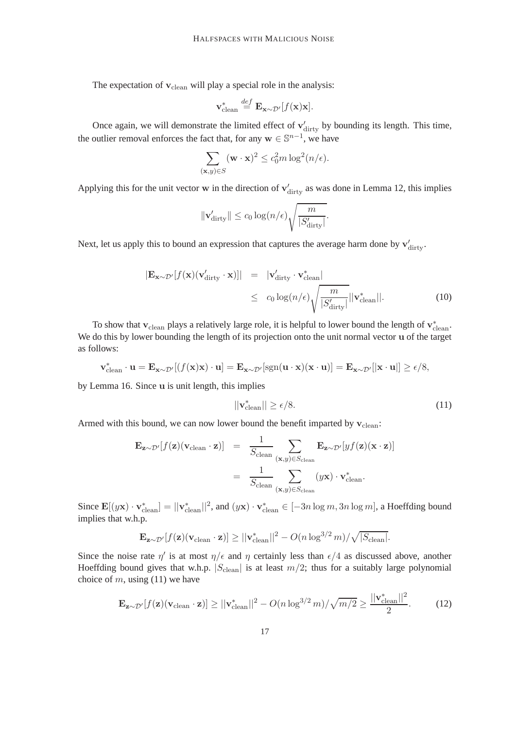The expectation of $\mathbf{v}_{\text{clean}}$ will play a special role in the analysis:

$$\mathbf{v}^*_{\text{clean}} \stackrel{def}{=} \mathbf{E}_{\mathbf{x}\sim\mathcal{D}'}[f(\mathbf{x})\mathbf{x}].$$

Once again, we will demonstrate the limited effect of $\mathbf{v}'_{\text{dirty}}$ by bounding its length. This time, the outlier removal enforces the fact that, for any $\mathbf{w} \in \mathbb{S}^{n-1}$, we have

$$\sum_{(\mathbf{x},y)\in S} (\mathbf{w}\cdot\mathbf{x})^2 \leq c_0^2 m \log^2(n/\epsilon).$$

Applying this for the unit vector $\mathbf{w}$ in the direction of $\mathbf{v}'_{\text{dirty}}$ as was done in Lemma 12, this implies

$$\|\mathbf{v}'_{\text{dirty}}\| \leq c_0 \log(n/\epsilon)\sqrt{\frac{m}{|S'_{\text{dirty}}|}}.$$

Next, let us apply this to bound an expression that captures the average harm done by $\mathbf{v}'_{\text{dirty}}$.

$$\begin{aligned}
|\mathbf{E}_{\mathbf{x}\sim\mathcal{D}'}[f(\mathbf{x})(\mathbf{v}'_{\text{dirty}}\cdot\mathbf{x})]| &= |\mathbf{v}'_{\text{dirty}}\cdot\mathbf{v}^*_{\text{clean}}| \\
&\leq c_0\log(n/\epsilon)\sqrt{\frac{m}{|S'_{\text{dirty}}|}}||\mathbf{v}^*_{\text{clean}}||. \qquad (10)
\end{aligned}$$

To show that $\mathbf{v}_{\text{clean}}$ plays a relatively large role, it is helpful to lower bound the length of $\mathbf{v}^*_{\text{clean}}$. We do this by lower bounding the length of its projection onto the unit normal vector $\mathbf{u}$ of the target as follows:

$$\mathbf{v}^*_{\text{clean}}\cdot\mathbf{u} = \mathbf{E}_{\mathbf{x}\sim\mathcal{D}'}[(f(\mathbf{x})\mathbf{x})\cdot\mathbf{u}] = \mathbf{E}_{\mathbf{x}\sim\mathcal{D}'}[\text{sgn}(\mathbf{u}\cdot\mathbf{x})(\mathbf{x}\cdot\mathbf{u})] = \mathbf{E}_{\mathbf{x}\sim\mathcal{D}'}[|\mathbf{x}\cdot\mathbf{u}|] \geq \epsilon/8,$$

by Lemma 16. Since $\mathbf{u}$ is unit length, this implies

$$||\mathbf{v}^*_{\text{clean}}|| \geq \epsilon/8. \qquad (11)$$

Armed with this bound, we can now lower bound the benefit imparted by $\mathbf{v}_{\text{clean}}$:

$$\begin{aligned}
\mathbf{E}_{\mathbf{z}\sim\mathcal{D}'}[f(\mathbf{z})(\mathbf{v}_{\text{clean}}\cdot\mathbf{z})] &= \frac{1}{S_{\text{clean}}}\sum_{(\mathbf{x},y)\in S_{\text{clean}}}\mathbf{E}_{\mathbf{z}\sim\mathcal{D}'}[yf(\mathbf{z})(\mathbf{x}\cdot\mathbf{z})] \\
&= \frac{1}{S_{\text{clean}}}\sum_{(\mathbf{x},y)\in S_{\text{clean}}}(y\mathbf{x})\cdot\mathbf{v}^*_{\text{clean}}.
\end{aligned}$$

Since $\mathbf{E}[(y\mathbf{x})\cdot\mathbf{v}^*_{\text{clean}}] = ||\mathbf{v}^*_{\text{clean}}||^2$, and $(y\mathbf{x})\cdot\mathbf{v}^*_{\text{clean}} \in [-3n\log m, 3n\log m]$, a Hoeffding bound implies that w.h.p.

$$\mathbf{E}_{\mathbf{z}\sim\mathcal{D}'}[f(\mathbf{z})(\mathbf{v}_{\text{clean}}\cdot\mathbf{z})] \geq ||\mathbf{v}^*_{\text{clean}}||^2 - O(n\log^{3/2}m)/\sqrt{|S_{\text{clean}}|}.$$

Since the noise rate $\eta'$ is at most $\eta/\epsilon$ and $\eta$ certainly less than $\epsilon/4$ as discussed above, another Hoeffding bound gives that w.h.p. $|S_{\text{clean}}|$ is at least $m/2$; thus for a suitably large polynomial choice of $m$, using (11) we have

$$\mathbf{E}_{\mathbf{z}\sim\mathcal{D}'}[f(\mathbf{z})(\mathbf{v}_{\text{clean}}\cdot\mathbf{z})] \geq ||\mathbf{v}^*_{\text{clean}}||^2 - O(n\log^{3/2}m)/\sqrt{m/2} \geq \frac{||\mathbf{v}^*_{\text{clean}}||^2}{2}. \qquad (12)$$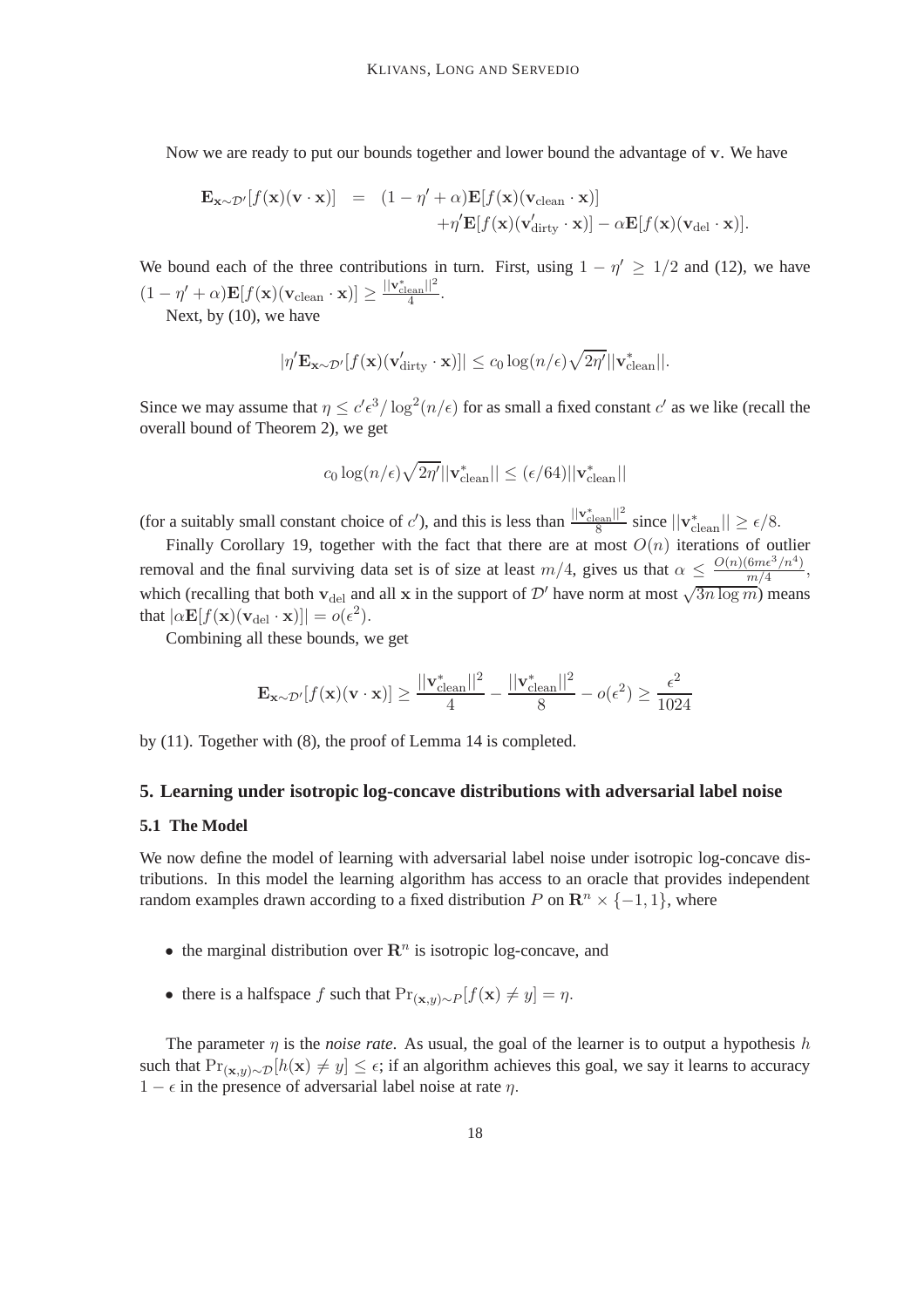Now we are ready to put our bounds together and lower bound the advantage of $\mathbf{v}$. We have

$$\begin{aligned}\mathbf{E}_{\mathbf{x}\sim\mathcal{D}'}[f(\mathbf{x})(\mathbf{v}\cdot\mathbf{x})] &= (1-\eta'+\alpha)\mathbf{E}[f(\mathbf{x})(\mathbf{v}_{\text{clean}}\cdot\mathbf{x})] \\ &\quad +\eta'\mathbf{E}[f(\mathbf{x})(\mathbf{v}'_{\text{dirty}}\cdot\mathbf{x})]-\alpha\mathbf{E}[f(\mathbf{x})(\mathbf{v}_{\text{del}}\cdot\mathbf{x})].\end{aligned}$$

We bound each of the three contributions in turn. First, using $1-\eta'\geq 1/2$ and (12), we have $(1-\eta'+\alpha)\mathbf{E}[f(\mathbf{x})(\mathbf{v}_{\text{clean}}\cdot\mathbf{x})]\geq\frac{||\mathbf{v}^*_{\text{clean}}||^2}{4}$.

Next, by (10), we have

$$|\eta'\mathbf{E}_{\mathbf{x}\sim\mathcal{D}'}[f(\mathbf{x})(\mathbf{v}'_{\text{dirty}}\cdot\mathbf{x})]|\leq c_0\log(n/\epsilon)\sqrt{2\eta'}||\mathbf{v}^*_{\text{clean}}||.$$

Since we may assume that $\eta\leq c'\epsilon^3/\log^2(n/\epsilon)$ for as small a fixed constant $c'$ as we like (recall the overall bound of Theorem 2), we get

$$c_0\log(n/\epsilon)\sqrt{2\eta'}||\mathbf{v}^*_{\text{clean}}||\leq(\epsilon/64)||\mathbf{v}^*_{\text{clean}}||$$

(for a suitably small constant choice of $c'$), and this is less than $\frac{||\mathbf{v}^*_{\text{clean}}||^2}{8}$ since $||\mathbf{v}^*_{\text{clean}}||\geq\epsilon/8$.

Finally Corollary 19, together with the fact that there are at most $O(n)$ iterations of outlier removal and the final surviving data set is of size at least $m/4$, gives us that $\alpha\leq\frac{O(n)(6m\epsilon^3/n^4)}{m/4}$, which (recalling that both $\mathbf{v}_{\text{del}}$ and all $\mathbf{x}$ in the support of $\mathcal{D}'$ have norm at most $\sqrt{3n\log m}$) means that $|\alpha\mathbf{E}[f(\mathbf{x})(\mathbf{v}_{\text{del}}\cdot\mathbf{x})]|=o(\epsilon^2)$.

Combining all these bounds, we get

$$\mathbf{E}_{\mathbf{x}\sim\mathcal{D}'}[f(\mathbf{x})(\mathbf{v}\cdot\mathbf{x})]\geq\frac{||\mathbf{v}^*_{\text{clean}}||^2}{4}-\frac{||\mathbf{v}^*_{\text{clean}}||^2}{8}-o(\epsilon^2)\geq\frac{\epsilon^2}{1024}$$

by (11). Together with (8), the proof of Lemma 14 is completed.

## 5. Learning under isotropic log-concave distributions with adversarial label noise

### 5.1 The Model

We now define the model of learning with adversarial label noise under isotropic log-concave distributions. In this model the learning algorithm has access to an oracle that provides independent random examples drawn according to a fixed distribution $P$ on $\mathbf{R}^n\times\{-1,1\}$, where

- the marginal distribution over $\mathbf{R}^n$ is isotropic log-concave, and
- there is a halfspace $f$ such that $\Pr_{(\mathbf{x},y)\sim P}[f(\mathbf{x})\neq y]=\eta$.

The parameter $\eta$ is the *noise rate*. As usual, the goal of the learner is to output a hypothesis $h$ such that $\Pr_{(\mathbf{x},y)\sim\mathcal{D}}[h(\mathbf{x})\neq y]\leq\epsilon$; if an algorithm achieves this goal, we say it learns to accuracy $1-\epsilon$ in the presence of adversarial label noise at rate $\eta$.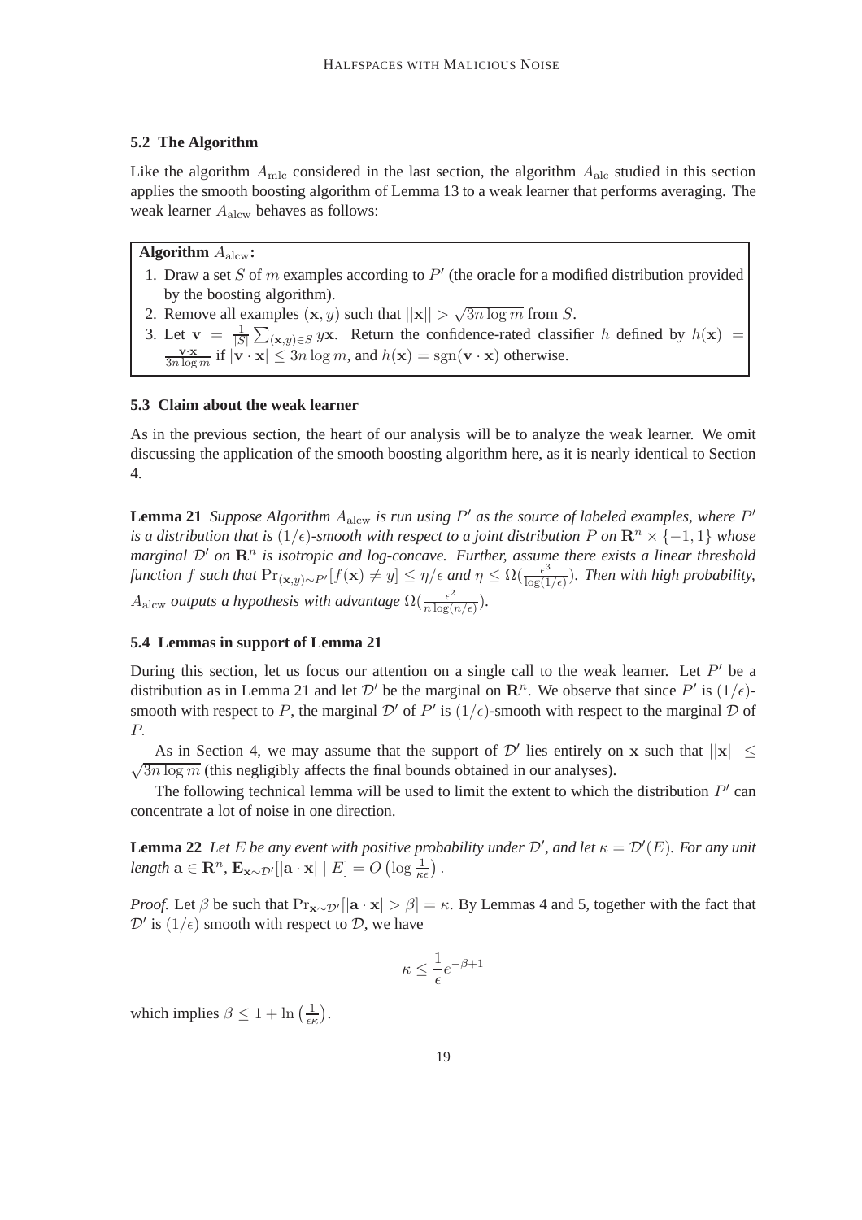### 5.2 The Algorithm

Like the algorithm $A_{\rm mlc}$ considered in the last section, the algorithm $A_{\rm alc}$ studied in this section applies the smooth boosting algorithm of Lemma 13 to a weak learner that performs averaging. The weak learner $A_{\rm alcw}$ behaves as follows:

**Algorithm** $A_{\rm alcw}$**:**

1. Draw a set $S$ of $m$ examples according to $P'$ (the oracle for a modified distribution provided by the boosting algorithm).
2. Remove all examples $(\mathbf{x}, y)$ such that $||\mathbf{x}|| > \sqrt{3n \log m}$ from $S$.
3. Let $\mathbf{v} = \frac{1}{|S|} \sum_{(\mathbf{x},y) \in S} y\mathbf{x}$. Return the confidence-rated classifier $h$ defined by $h(\mathbf{x}) = \frac{\mathbf{v} \cdot \mathbf{x}}{3n \log m}$ if $|\mathbf{v} \cdot \mathbf{x}| \leq 3n \log m$, and $h(\mathbf{x}) = \mathrm{sgn}(\mathbf{v} \cdot \mathbf{x})$ otherwise.

### 5.3 Claim about the weak learner

As in the previous section, the heart of our analysis will be to analyze the weak learner. We omit discussing the application of the smooth boosting algorithm here, as it is nearly identical to Section 4.

**Lemma 21** *Suppose Algorithm $A_{\rm alcw}$ is run using $P'$ as the source of labeled examples, where $P'$ is a distribution that is $(1/\epsilon)$-smooth with respect to a joint distribution $P$ on $\mathbf{R}^n \times \{-1, 1\}$ whose marginal $\mathcal{D}'$ on $\mathbf{R}^n$ is isotropic and log-concave. Further, assume there exists a linear threshold function $f$ such that $\Pr_{(\mathbf{x},y)\sim P'}[f(\mathbf{x}) \neq y] \leq \eta/\epsilon$ and $\eta \leq \Omega(\frac{\epsilon^3}{\log(1/\epsilon)})$. Then with high probability, $A_{\rm alcw}$ outputs a hypothesis with advantage $\Omega(\frac{\epsilon^2}{n \log(n/\epsilon)})$.*

### 5.4 Lemmas in support of Lemma 21

During this section, let us focus our attention on a single call to the weak learner. Let $P'$ be a distribution as in Lemma 21 and let $\mathcal{D}'$ be the marginal on $\mathbf{R}^n$. We observe that since $P'$ is $(1/\epsilon)$-smooth with respect to $P$, the marginal $\mathcal{D}'$ of $P'$ is $(1/\epsilon)$-smooth with respect to the marginal $\mathcal{D}$ of $P$.

As in Section 4, we may assume that the support of $\mathcal{D}'$ lies entirely on $\mathbf{x}$ such that $||\mathbf{x}|| \leq \sqrt{3n \log m}$ (this negligibly affects the final bounds obtained in our analyses).

The following technical lemma will be used to limit the extent to which the distribution $P'$ can concentrate a lot of noise in one direction.

**Lemma 22** *Let $E$ be any event with positive probability under $\mathcal{D}'$, and let $\kappa = \mathcal{D}'(E)$. For any unit length $\mathbf{a} \in \mathbf{R}^n$, $\mathbf{E}_{\mathbf{x}\sim\mathcal{D}'}[|\mathbf{a} \cdot \mathbf{x}| \mid E] = O\left(\log \frac{1}{\kappa\epsilon}\right)$.*

*Proof.* Let $\beta$ be such that $\Pr_{\mathbf{x}\sim\mathcal{D}'}[|\mathbf{a} \cdot \mathbf{x}| > \beta] = \kappa$. By Lemmas 4 and 5, together with the fact that $\mathcal{D}'$ is $(1/\epsilon)$ smooth with respect to $\mathcal{D}$, we have

$$\kappa \leq \frac{1}{\epsilon} e^{-\beta+1}$$

which implies $\beta \leq 1 + \ln\left(\frac{1}{\epsilon\kappa}\right)$.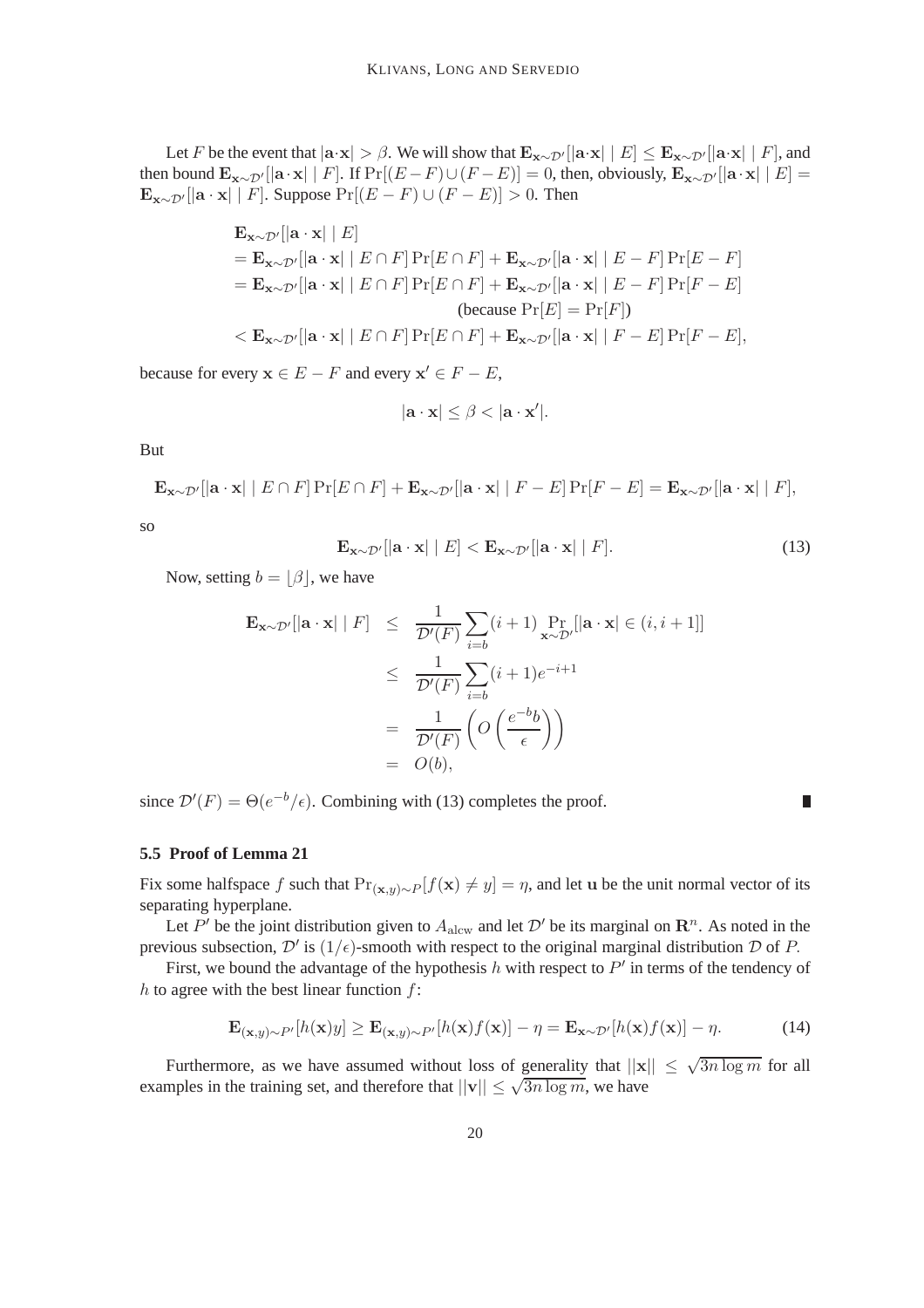Let $F$ be the event that $|\mathbf{a}\cdot\mathbf{x}| > \beta$. We will show that $\mathbf{E}_{\mathbf{x}\sim\mathcal{D}'}[|\mathbf{a}\cdot\mathbf{x}| \mid E] \leq \mathbf{E}_{\mathbf{x}\sim\mathcal{D}'}[|\mathbf{a}\cdot\mathbf{x}| \mid F]$, and then bound $\mathbf{E}_{\mathbf{x}\sim\mathcal{D}'}[|\mathbf{a}\cdot\mathbf{x}| \mid F]$. If $\Pr[(E-F)\cup(F-E)] = 0$, then, obviously, $\mathbf{E}_{\mathbf{x}\sim\mathcal{D}'}[|\mathbf{a}\cdot\mathbf{x}| \mid E] = \mathbf{E}_{\mathbf{x}\sim\mathcal{D}'}[|\mathbf{a}\cdot\mathbf{x}| \mid F]$. Suppose $\Pr[(E-F)\cup(F-E)] > 0$. Then

$$
\begin{aligned}
&\mathbf{E}_{\mathbf{x}\sim\mathcal{D}'}[|\mathbf{a}\cdot\mathbf{x}| \mid E] \\
&= \mathbf{E}_{\mathbf{x}\sim\mathcal{D}'}[|\mathbf{a}\cdot\mathbf{x}| \mid E\cap F]\Pr[E\cap F] + \mathbf{E}_{\mathbf{x}\sim\mathcal{D}'}[|\mathbf{a}\cdot\mathbf{x}| \mid E-F]\Pr[E-F] \\
&= \mathbf{E}_{\mathbf{x}\sim\mathcal{D}'}[|\mathbf{a}\cdot\mathbf{x}| \mid E\cap F]\Pr[E\cap F] + \mathbf{E}_{\mathbf{x}\sim\mathcal{D}'}[|\mathbf{a}\cdot\mathbf{x}| \mid E-F]\Pr[F-E] \\
&\qquad\qquad\qquad\qquad \text{(because } \Pr[E] = \Pr[F]\text{)} \\
&< \mathbf{E}_{\mathbf{x}\sim\mathcal{D}'}[|\mathbf{a}\cdot\mathbf{x}| \mid E\cap F]\Pr[E\cap F] + \mathbf{E}_{\mathbf{x}\sim\mathcal{D}'}[|\mathbf{a}\cdot\mathbf{x}| \mid F-E]\Pr[F-E],
\end{aligned}
$$

because for every $\mathbf{x} \in E-F$ and every $\mathbf{x}' \in F-E$,

$$
|\mathbf{a}\cdot\mathbf{x}| \leq \beta < |\mathbf{a}\cdot\mathbf{x}'|.
$$

But

$$
\mathbf{E}_{\mathbf{x}\sim\mathcal{D}'}[|\mathbf{a}\cdot\mathbf{x}| \mid E\cap F]\Pr[E\cap F] + \mathbf{E}_{\mathbf{x}\sim\mathcal{D}'}[|\mathbf{a}\cdot\mathbf{x}| \mid F-E]\Pr[F-E] = \mathbf{E}_{\mathbf{x}\sim\mathcal{D}'}[|\mathbf{a}\cdot\mathbf{x}| \mid F],
$$

so

$$
\mathbf{E}_{\mathbf{x}\sim\mathcal{D}'}[|\mathbf{a}\cdot\mathbf{x}| \mid E] < \mathbf{E}_{\mathbf{x}\sim\mathcal{D}'}[|\mathbf{a}\cdot\mathbf{x}| \mid F]. \tag{13}
$$

Now, setting $b = \lfloor\beta\rfloor$, we have

$$
\begin{aligned}
\mathbf{E}_{\mathbf{x}\sim\mathcal{D}'}[|\mathbf{a}\cdot\mathbf{x}| \mid F] &\leq \frac{1}{\mathcal{D}'(F)}\sum_{i=b}(i+1)\Pr_{\mathbf{x}\sim\mathcal{D}'}[|\mathbf{a}\cdot\mathbf{x}| \in (i, i+1]] \\
&\leq \frac{1}{\mathcal{D}'(F)}\sum_{i=b}(i+1)e^{-i+1} \\
&= \frac{1}{\mathcal{D}'(F)}\left(O\left(\frac{e^{-b}b}{\epsilon}\right)\right) \\
&= O(b),
\end{aligned}
$$

since $\mathcal{D}'(F) = \Theta(e^{-b}/\epsilon)$. Combining with (13) completes the proof. ∎

### 5.5 Proof of Lemma 21

Fix some halfspace $f$ such that $\Pr_{(\mathbf{x},y)\sim P}[f(\mathbf{x}) \neq y] = \eta$, and let $\mathbf{u}$ be the unit normal vector of its separating hyperplane.

Let $P'$ be the joint distribution given to $A_{\text{alcw}}$ and let $\mathcal{D}'$ be its marginal on $\mathbf{R}^n$. As noted in the previous subsection, $\mathcal{D}'$ is $(1/\epsilon)$-smooth with respect to the original marginal distribution $\mathcal{D}$ of $P$.

First, we bound the advantage of the hypothesis $h$ with respect to $P'$ in terms of the tendency of $h$ to agree with the best linear function $f$:

$$
\mathbf{E}_{(\mathbf{x},y)\sim P'}[h(\mathbf{x})y] \geq \mathbf{E}_{(\mathbf{x},y)\sim P'}[h(\mathbf{x})f(\mathbf{x})] - \eta = \mathbf{E}_{\mathbf{x}\sim\mathcal{D}'}[h(\mathbf{x})f(\mathbf{x})] - \eta. \tag{14}
$$

Furthermore, as we have assumed without loss of generality that $||\mathbf{x}|| \leq \sqrt{3n\log m}$ for all examples in the training set, and therefore that $||\mathbf{v}|| \leq \sqrt{3n\log m}$, we have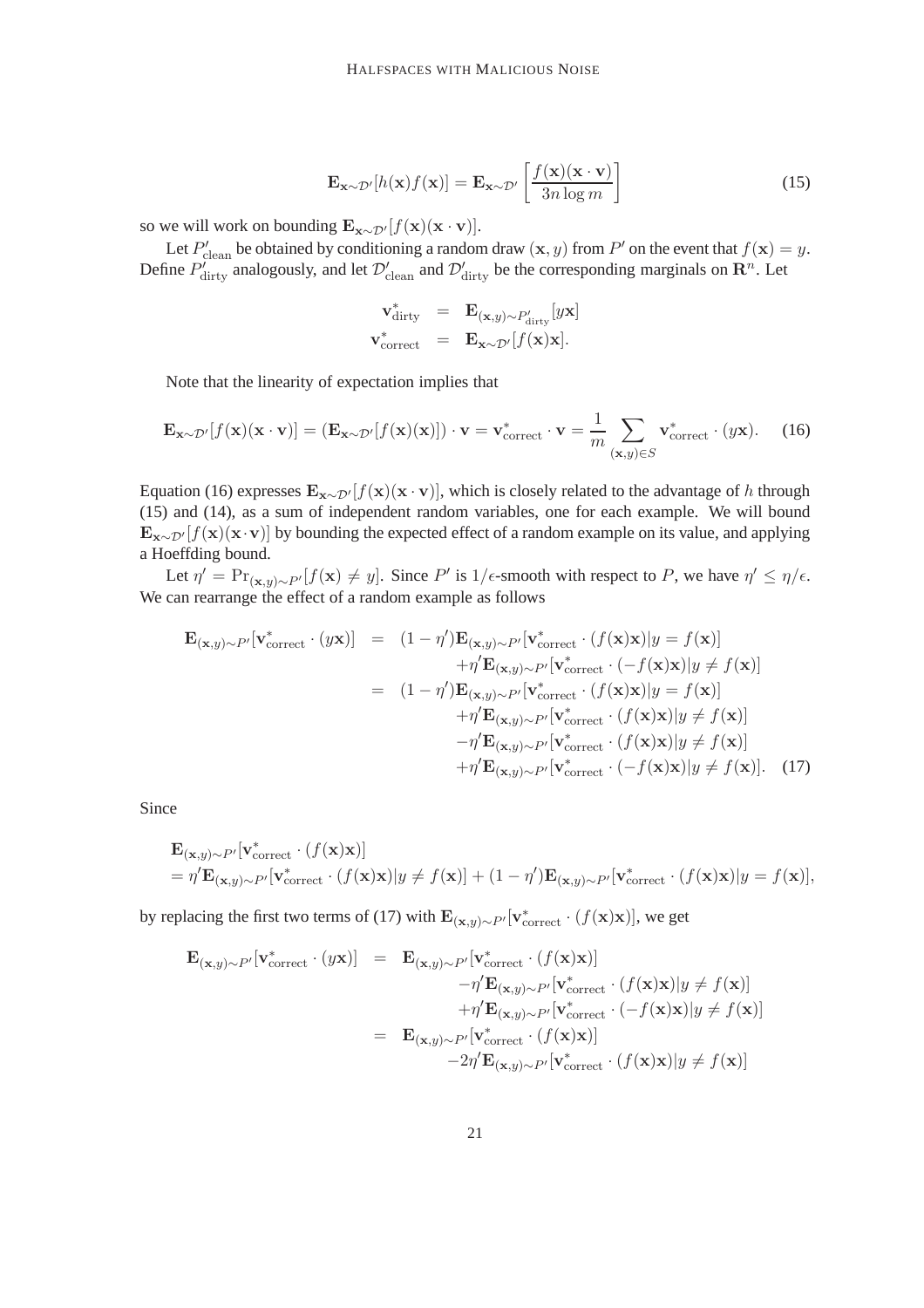$$\mathbf{E}_{\mathbf{x}\sim\mathcal{D}'}[h(\mathbf{x})f(\mathbf{x})] = \mathbf{E}_{\mathbf{x}\sim\mathcal{D}'}\left[\frac{f(\mathbf{x})(\mathbf{x}\cdot\mathbf{v})}{3n\log m}\right] \tag{15}$$

so we will work on bounding $\mathbf{E}_{\mathbf{x}\sim\mathcal{D}'}[f(\mathbf{x})(\mathbf{x}\cdot\mathbf{v})]$.

Let $P'_{\mathrm{clean}}$ be obtained by conditioning a random draw $(\mathbf{x}, y)$ from $P'$ on the event that $f(\mathbf{x}) = y$. Define $P'_{\mathrm{dirty}}$ analogously, and let $\mathcal{D}'_{\mathrm{clean}}$ and $\mathcal{D}'_{\mathrm{dirty}}$ be the corresponding marginals on $\mathbf{R}^n$. Let

$$\begin{aligned}
\mathbf{v}^*_{\mathrm{dirty}} &= \mathbf{E}_{(\mathbf{x},y)\sim P'_{\mathrm{dirty}}}[y\mathbf{x}] \\
\mathbf{v}^*_{\mathrm{correct}} &= \mathbf{E}_{\mathbf{x}\sim\mathcal{D}'}[f(\mathbf{x})\mathbf{x}].
\end{aligned}$$

Note that the linearity of expectation implies that

$$\mathbf{E}_{\mathbf{x}\sim\mathcal{D}'}[f(\mathbf{x})(\mathbf{x}\cdot\mathbf{v})] = (\mathbf{E}_{\mathbf{x}\sim\mathcal{D}'}[f(\mathbf{x})(\mathbf{x})])\cdot\mathbf{v} = \mathbf{v}^*_{\mathrm{correct}}\cdot\mathbf{v} = \frac{1}{m}\sum_{(\mathbf{x},y)\in S}\mathbf{v}^*_{\mathrm{correct}}\cdot(y\mathbf{x}). \tag{16}$$

Equation (16) expresses $\mathbf{E}_{\mathbf{x}\sim\mathcal{D}'}[f(\mathbf{x})(\mathbf{x}\cdot\mathbf{v})]$, which is closely related to the advantage of $h$ through (15) and (14), as a sum of independent random variables, one for each example. We will bound $\mathbf{E}_{\mathbf{x}\sim\mathcal{D}'}[f(\mathbf{x})(\mathbf{x}\cdot\mathbf{v})]$ by bounding the expected effect of a random example on its value, and applying a Hoeffding bound.

Let $\eta' = \Pr_{(\mathbf{x},y)\sim P'}[f(\mathbf{x}) \neq y]$. Since $P'$ is $1/\epsilon$-smooth with respect to $P$, we have $\eta' \leq \eta/\epsilon$. We can rearrange the effect of a random example as follows

$$\begin{aligned}
\mathbf{E}_{(\mathbf{x},y)\sim P'}[\mathbf{v}^*_{\mathrm{correct}}\cdot(y\mathbf{x})] &= (1-\eta')\mathbf{E}_{(\mathbf{x},y)\sim P'}[\mathbf{v}^*_{\mathrm{correct}}\cdot(f(\mathbf{x})\mathbf{x})|y=f(\mathbf{x})] \\
&\quad +\eta'\mathbf{E}_{(\mathbf{x},y)\sim P'}[\mathbf{v}^*_{\mathrm{correct}}\cdot(-f(\mathbf{x})\mathbf{x})|y\neq f(\mathbf{x})] \\
&= (1-\eta')\mathbf{E}_{(\mathbf{x},y)\sim P'}[\mathbf{v}^*_{\mathrm{correct}}\cdot(f(\mathbf{x})\mathbf{x})|y=f(\mathbf{x})] \\
&\quad +\eta'\mathbf{E}_{(\mathbf{x},y)\sim P'}[\mathbf{v}^*_{\mathrm{correct}}\cdot(f(\mathbf{x})\mathbf{x})|y\neq f(\mathbf{x})] \\
&\quad -\eta'\mathbf{E}_{(\mathbf{x},y)\sim P'}[\mathbf{v}^*_{\mathrm{correct}}\cdot(f(\mathbf{x})\mathbf{x})|y\neq f(\mathbf{x})] \\
&\quad +\eta'\mathbf{E}_{(\mathbf{x},y)\sim P'}[\mathbf{v}^*_{\mathrm{correct}}\cdot(-f(\mathbf{x})\mathbf{x})|y\neq f(\mathbf{x})]. 
\end{aligned} \tag{17}$$

Since

$$\begin{aligned}
&\mathbf{E}_{(\mathbf{x},y)\sim P'}[\mathbf{v}^*_{\mathrm{correct}}\cdot(f(\mathbf{x})\mathbf{x})] \\
&= \eta'\mathbf{E}_{(\mathbf{x},y)\sim P'}[\mathbf{v}^*_{\mathrm{correct}}\cdot(f(\mathbf{x})\mathbf{x})|y\neq f(\mathbf{x})] + (1-\eta')\mathbf{E}_{(\mathbf{x},y)\sim P'}[\mathbf{v}^*_{\mathrm{correct}}\cdot(f(\mathbf{x})\mathbf{x})|y=f(\mathbf{x})],
\end{aligned}$$

by replacing the first two terms of (17) with $\mathbf{E}_{(\mathbf{x},y)\sim P'}[\mathbf{v}^*_{\mathrm{correct}}\cdot(f(\mathbf{x})\mathbf{x})]$, we get

$$\begin{aligned}
\mathbf{E}_{(\mathbf{x},y)\sim P'}[\mathbf{v}^*_{\mathrm{correct}}\cdot(y\mathbf{x})] &= \mathbf{E}_{(\mathbf{x},y)\sim P'}[\mathbf{v}^*_{\mathrm{correct}}\cdot(f(\mathbf{x})\mathbf{x})] \\
&\quad -\eta'\mathbf{E}_{(\mathbf{x},y)\sim P'}[\mathbf{v}^*_{\mathrm{correct}}\cdot(f(\mathbf{x})\mathbf{x})|y\neq f(\mathbf{x})] \\
&\quad +\eta'\mathbf{E}_{(\mathbf{x},y)\sim P'}[\mathbf{v}^*_{\mathrm{correct}}\cdot(-f(\mathbf{x})\mathbf{x})|y\neq f(\mathbf{x})] \\
&= \mathbf{E}_{(\mathbf{x},y)\sim P'}[\mathbf{v}^*_{\mathrm{correct}}\cdot(f(\mathbf{x})\mathbf{x})] \\
&\quad -2\eta'\mathbf{E}_{(\mathbf{x},y)\sim P'}[\mathbf{v}^*_{\mathrm{correct}}\cdot(f(\mathbf{x})\mathbf{x})|y\neq f(\mathbf{x})]
\end{aligned}$$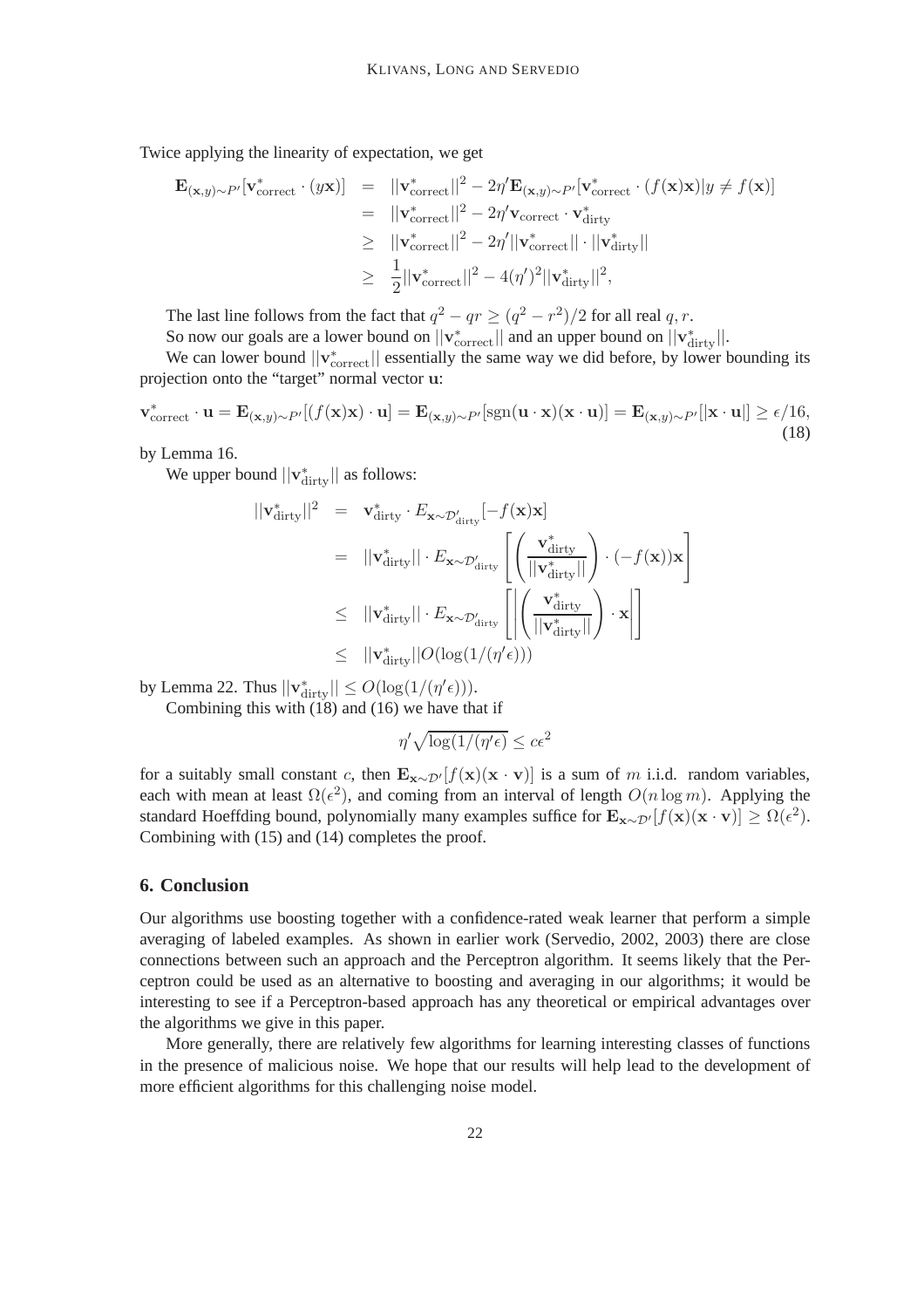Twice applying the linearity of expectation, we get

$$\begin{aligned}
\mathbf{E}_{(\mathbf{x},y)\sim P'}[\mathbf{v}^*_{\text{correct}} \cdot (y\mathbf{x})] &= ||\mathbf{v}^*_{\text{correct}}||^2 - 2\eta' \mathbf{E}_{(\mathbf{x},y)\sim P'}[\mathbf{v}^*_{\text{correct}} \cdot (f(\mathbf{x})\mathbf{x}) | y \neq f(\mathbf{x})] \\
&= ||\mathbf{v}^*_{\text{correct}}||^2 - 2\eta' \mathbf{v}_{\text{correct}} \cdot \mathbf{v}^*_{\text{dirty}} \\
&\geq ||\mathbf{v}^*_{\text{correct}}||^2 - 2\eta' ||\mathbf{v}^*_{\text{correct}}|| \cdot ||\mathbf{v}^*_{\text{dirty}}|| \\
&\geq \frac{1}{2}||\mathbf{v}^*_{\text{correct}}||^2 - 4(\eta')^2 ||\mathbf{v}^*_{\text{dirty}}||^2,
\end{aligned}$$

The last line follows from the fact that $q^2 - qr \geq (q^2 - r^2)/2$ for all real $q, r$.

So now our goals are a lower bound on $||\mathbf{v}^*_{\text{correct}}||$ and an upper bound on $||\mathbf{v}^*_{\text{dirty}}||$.

We can lower bound $||\mathbf{v}^*_{\text{correct}}||$ essentially the same way we did before, by lower bounding its projection onto the "target" normal vector $\mathbf{u}$:

$$\mathbf{v}^*_{\text{correct}} \cdot \mathbf{u} = \mathbf{E}_{(\mathbf{x},y)\sim P'}[(f(\mathbf{x})\mathbf{x}) \cdot \mathbf{u}] = \mathbf{E}_{(\mathbf{x},y)\sim P'}[\text{sgn}(\mathbf{u} \cdot \mathbf{x})(\mathbf{x} \cdot \mathbf{u})] = \mathbf{E}_{(\mathbf{x},y)\sim P'}[|\mathbf{x} \cdot \mathbf{u}|] \geq \epsilon/16, \tag{18}$$

by Lemma 16.

We upper bound $||\mathbf{v}^*_{\text{dirty}}||$ as follows:

$$\begin{aligned}
||\mathbf{v}^*_{\text{dirty}}||^2 &= \mathbf{v}^*_{\text{dirty}} \cdot E_{\mathbf{x}\sim\mathcal{D}'_{\text{dirty}}}[-f(\mathbf{x})\mathbf{x}] \\
&= ||\mathbf{v}^*_{\text{dirty}}|| \cdot E_{\mathbf{x}\sim\mathcal{D}'_{\text{dirty}}}\left[\left(\frac{\mathbf{v}^*_{\text{dirty}}}{||\mathbf{v}^*_{\text{dirty}}||}\right) \cdot (-f(\mathbf{x}))\mathbf{x}\right] \\
&\leq ||\mathbf{v}^*_{\text{dirty}}|| \cdot E_{\mathbf{x}\sim\mathcal{D}'_{\text{dirty}}}\left[\left|\left(\frac{\mathbf{v}^*_{\text{dirty}}}{||\mathbf{v}^*_{\text{dirty}}||}\right) \cdot \mathbf{x}\right|\right] \\
&\leq ||\mathbf{v}^*_{\text{dirty}}|| O(\log(1/(\eta'\epsilon)))
\end{aligned}$$

by Lemma 22. Thus $||\mathbf{v}^*_{\text{dirty}}|| \leq O(\log(1/(\eta'\epsilon)))$.

Combining this with (18) and (16) we have that if

$$\eta' \sqrt{\log(1/(\eta'\epsilon)} \leq c\epsilon^2$$

for a suitably small constant $c$, then $\mathbf{E}_{\mathbf{x}\sim\mathcal{D}'}[f(\mathbf{x})(\mathbf{x} \cdot \mathbf{v})]$ is a sum of $m$ i.i.d. random variables, each with mean at least $\Omega(\epsilon^2)$, and coming from an interval of length $O(n \log m)$. Applying the standard Hoeffding bound, polynomially many examples suffice for $\mathbf{E}_{\mathbf{x}\sim\mathcal{D}'}[f(\mathbf{x})(\mathbf{x} \cdot \mathbf{v})] \geq \Omega(\epsilon^2)$. Combining with (15) and (14) completes the proof.

## 6. Conclusion

Our algorithms use boosting together with a confidence-rated weak learner that perform a simple averaging of labeled examples. As shown in earlier work (Servedio, 2002, 2003) there are close connections between such an approach and the Perceptron algorithm. It seems likely that the Perceptron could be used as an alternative to boosting and averaging in our algorithms; it would be interesting to see if a Perceptron-based approach has any theoretical or empirical advantages over the algorithms we give in this paper.

More generally, there are relatively few algorithms for learning interesting classes of functions in the presence of malicious noise. We hope that our results will help lead to the development of more efficient algorithms for this challenging noise model.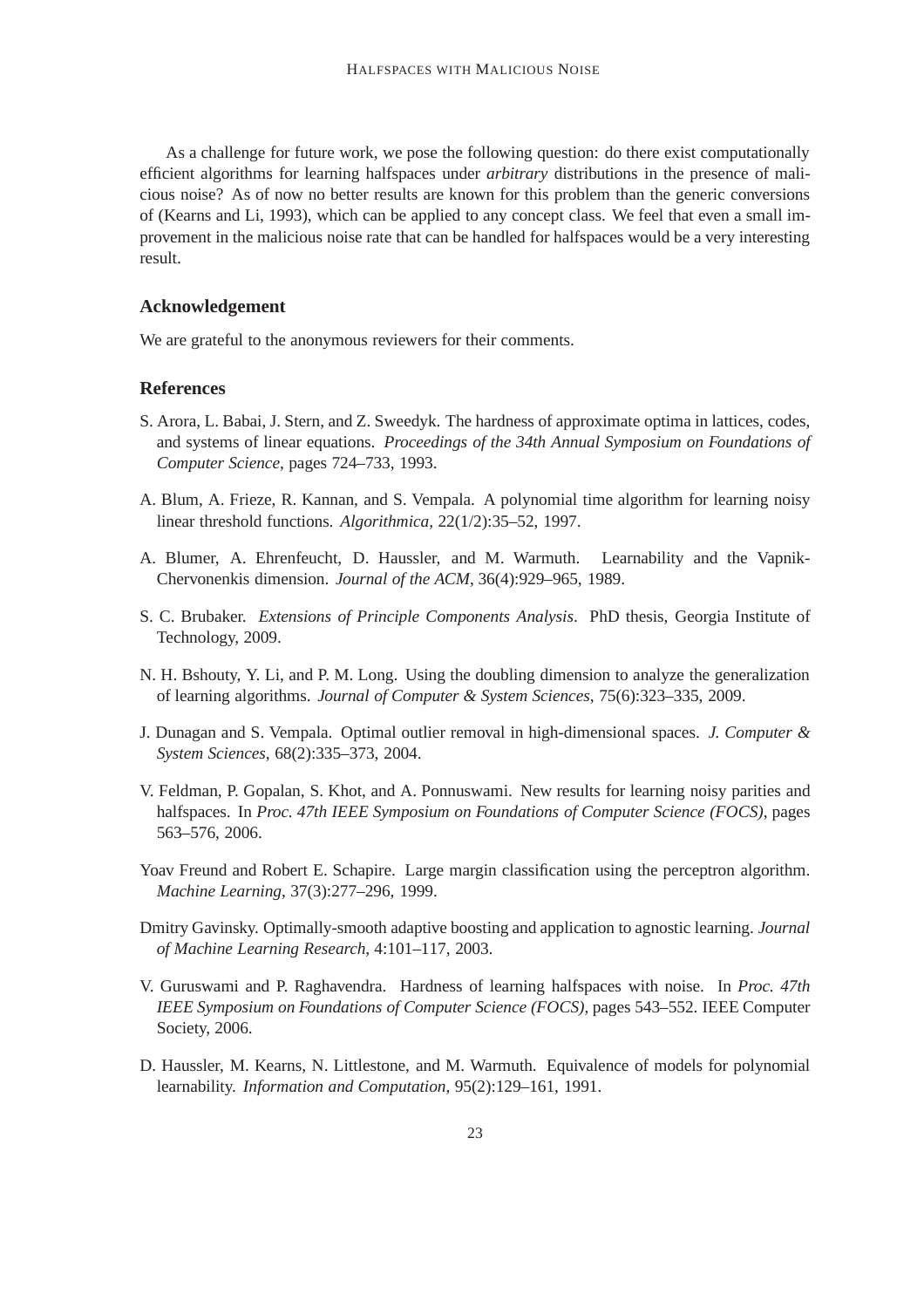As a challenge for future work, we pose the following question: do there exist computationally efficient algorithms for learning halfspaces under *arbitrary* distributions in the presence of malicious noise? As of now no better results are known for this problem than the generic conversions of (Kearns and Li, 1993), which can be applied to any concept class. We feel that even a small improvement in the malicious noise rate that can be handled for halfspaces would be a very interesting result.

## Acknowledgement

We are grateful to the anonymous reviewers for their comments.

## References

S. Arora, L. Babai, J. Stern, and Z. Sweedyk. The hardness of approximate optima in lattices, codes, and systems of linear equations. *Proceedings of the 34th Annual Symposium on Foundations of Computer Science*, pages 724–733, 1993.

A. Blum, A. Frieze, R. Kannan, and S. Vempala. A polynomial time algorithm for learning noisy linear threshold functions. *Algorithmica*, 22(1/2):35–52, 1997.

A. Blumer, A. Ehrenfeucht, D. Haussler, and M. Warmuth. Learnability and the Vapnik-Chervonenkis dimension. *Journal of the ACM*, 36(4):929–965, 1989.

S. C. Brubaker. *Extensions of Principle Components Analysis*. PhD thesis, Georgia Institute of Technology, 2009.

N. H. Bshouty, Y. Li, and P. M. Long. Using the doubling dimension to analyze the generalization of learning algorithms. *Journal of Computer & System Sciences*, 75(6):323–335, 2009.

J. Dunagan and S. Vempala. Optimal outlier removal in high-dimensional spaces. *J. Computer & System Sciences*, 68(2):335–373, 2004.

V. Feldman, P. Gopalan, S. Khot, and A. Ponnuswami. New results for learning noisy parities and halfspaces. In *Proc. 47th IEEE Symposium on Foundations of Computer Science (FOCS)*, pages 563–576, 2006.

Yoav Freund and Robert E. Schapire. Large margin classification using the perceptron algorithm. *Machine Learning*, 37(3):277–296, 1999.

Dmitry Gavinsky. Optimally-smooth adaptive boosting and application to agnostic learning. *Journal of Machine Learning Research*, 4:101–117, 2003.

V. Guruswami and P. Raghavendra. Hardness of learning halfspaces with noise. In *Proc. 47th IEEE Symposium on Foundations of Computer Science (FOCS)*, pages 543–552. IEEE Computer Society, 2006.

D. Haussler, M. Kearns, N. Littlestone, and M. Warmuth. Equivalence of models for polynomial learnability. *Information and Computation*, 95(2):129–161, 1991.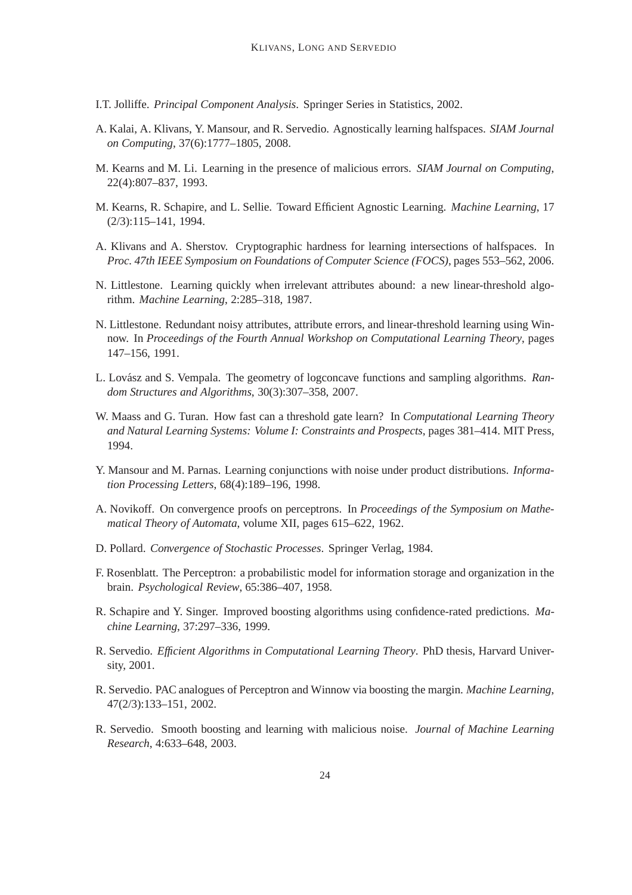I.T. Jolliffe. *Principal Component Analysis*. Springer Series in Statistics, 2002.

A. Kalai, A. Klivans, Y. Mansour, and R. Servedio. Agnostically learning halfspaces. *SIAM Journal on Computing*, 37(6):1777–1805, 2008.

M. Kearns and M. Li. Learning in the presence of malicious errors. *SIAM Journal on Computing*, 22(4):807–837, 1993.

M. Kearns, R. Schapire, and L. Sellie. Toward Efficient Agnostic Learning. *Machine Learning*, 17 (2/3):115–141, 1994.

A. Klivans and A. Sherstov. Cryptographic hardness for learning intersections of halfspaces. In *Proc. 47th IEEE Symposium on Foundations of Computer Science (FOCS)*, pages 553–562, 2006.

N. Littlestone. Learning quickly when irrelevant attributes abound: a new linear-threshold algorithm. *Machine Learning*, 2:285–318, 1987.

N. Littlestone. Redundant noisy attributes, attribute errors, and linear-threshold learning using Winnow. In *Proceedings of the Fourth Annual Workshop on Computational Learning Theory*, pages 147–156, 1991.

L. Lovász and S. Vempala. The geometry of logconcave functions and sampling algorithms. *Random Structures and Algorithms*, 30(3):307–358, 2007.

W. Maass and G. Turan. How fast can a threshold gate learn? In *Computational Learning Theory and Natural Learning Systems: Volume I: Constraints and Prospects*, pages 381–414. MIT Press, 1994.

Y. Mansour and M. Parnas. Learning conjunctions with noise under product distributions. *Information Processing Letters*, 68(4):189–196, 1998.

A. Novikoff. On convergence proofs on perceptrons. In *Proceedings of the Symposium on Mathematical Theory of Automata*, volume XII, pages 615–622, 1962.

D. Pollard. *Convergence of Stochastic Processes*. Springer Verlag, 1984.

F. Rosenblatt. The Perceptron: a probabilistic model for information storage and organization in the brain. *Psychological Review*, 65:386–407, 1958.

R. Schapire and Y. Singer. Improved boosting algorithms using confidence-rated predictions. *Machine Learning*, 37:297–336, 1999.

R. Servedio. *Efficient Algorithms in Computational Learning Theory*. PhD thesis, Harvard University, 2001.

R. Servedio. PAC analogues of Perceptron and Winnow via boosting the margin. *Machine Learning*, 47(2/3):133–151, 2002.

R. Servedio. Smooth boosting and learning with malicious noise. *Journal of Machine Learning Research*, 4:633–648, 2003.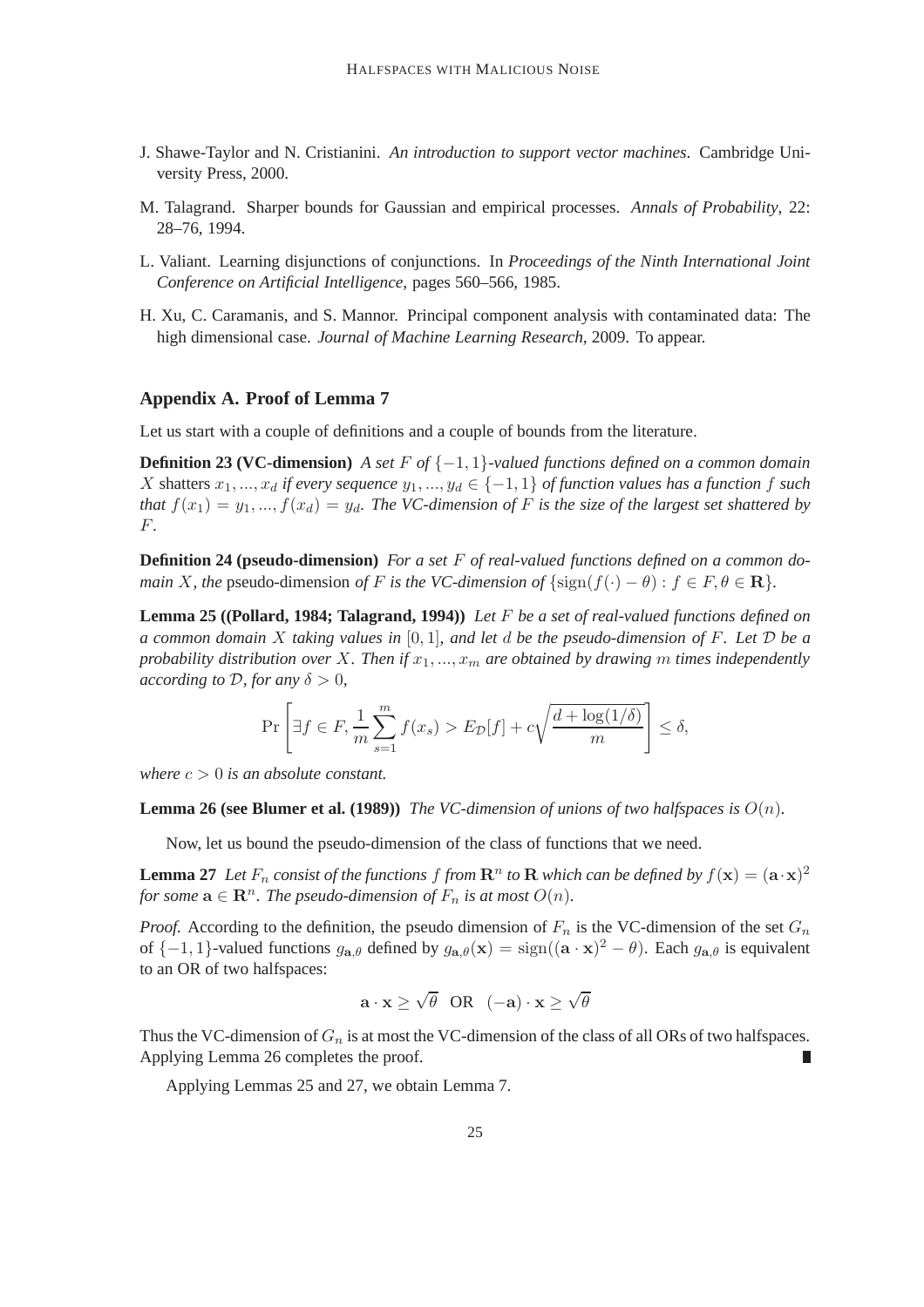J. Shawe-Taylor and N. Cristianini. *An introduction to support vector machines*. Cambridge University Press, 2000.

M. Talagrand. Sharper bounds for Gaussian and empirical processes. *Annals of Probability*, 22: 28–76, 1994.

L. Valiant. Learning disjunctions of conjunctions. In *Proceedings of the Ninth International Joint Conference on Artificial Intelligence*, pages 560–566, 1985.

H. Xu, C. Caramanis, and S. Mannor. Principal component analysis with contaminated data: The high dimensional case. *Journal of Machine Learning Research*, 2009. To appear.

## Appendix A. Proof of Lemma 7

Let us start with a couple of definitions and a couple of bounds from the literature.

**Definition 23 (VC-dimension)** *A set $F$ of $\{-1, 1\}$-valued functions defined on a common domain $X$* shatters *$x_1, ..., x_d$ if every sequence $y_1, ..., y_d \in \{-1, 1\}$ of function values has a function $f$ such that $f(x_1) = y_1, ..., f(x_d) = y_d$. The VC-dimension of $F$ is the size of the largest set shattered by $F$.*

**Definition 24 (pseudo-dimension)** *For a set $F$ of real-valued functions defined on a common domain $X$, the* pseudo-dimension *of $F$ is the VC-dimension of $\{\mathrm{sign}(f(\cdot) - \theta) : f \in F, \theta \in \mathbf{R}\}$.*

**Lemma 25 ((Pollard, 1984; Talagrand, 1994))** *Let $F$ be a set of real-valued functions defined on a common domain $X$ taking values in $[0, 1]$, and let $d$ be the pseudo-dimension of $F$. Let $\mathcal{D}$ be a probability distribution over $X$. Then if $x_1, ..., x_m$ are obtained by drawing $m$ times independently according to $\mathcal{D}$, for any $\delta > 0$,*

$$\Pr\left[\exists f \in F, \frac{1}{m}\sum_{s=1}^{m} f(x_s) > E_{\mathcal{D}}[f] + c\sqrt{\frac{d + \log(1/\delta)}{m}}\right] \leq \delta,$$

*where $c > 0$ is an absolute constant.*

**Lemma 26 (see Blumer et al. (1989))** *The VC-dimension of unions of two halfspaces is $O(n)$.*

Now, let us bound the pseudo-dimension of the class of functions that we need.

**Lemma 27** *Let $F_n$ consist of the functions $f$ from $\mathbf{R}^n$ to $\mathbf{R}$ which can be defined by $f(\mathbf{x}) = (\mathbf{a} \cdot \mathbf{x})^2$ for some $\mathbf{a} \in \mathbf{R}^n$. The pseudo-dimension of $F_n$ is at most $O(n)$.*

*Proof.* According to the definition, the pseudo dimension of $F_n$ is the VC-dimension of the set $G_n$ of $\{-1, 1\}$-valued functions $g_{\mathbf{a},\theta}$ defined by $g_{\mathbf{a},\theta}(\mathbf{x}) = \mathrm{sign}((\mathbf{a} \cdot \mathbf{x})^2 - \theta)$. Each $g_{\mathbf{a},\theta}$ is equivalent to an OR of two halfspaces:

$$\mathbf{a} \cdot \mathbf{x} \geq \sqrt{\theta} \;\; \text{OR} \;\; (-\mathbf{a}) \cdot \mathbf{x} \geq \sqrt{\theta}$$

Thus the VC-dimension of $G_n$ is at most the VC-dimension of the class of all ORs of two halfspaces. Applying Lemma 26 completes the proof. ∎

Applying Lemmas 25 and 27, we obtain Lemma 7.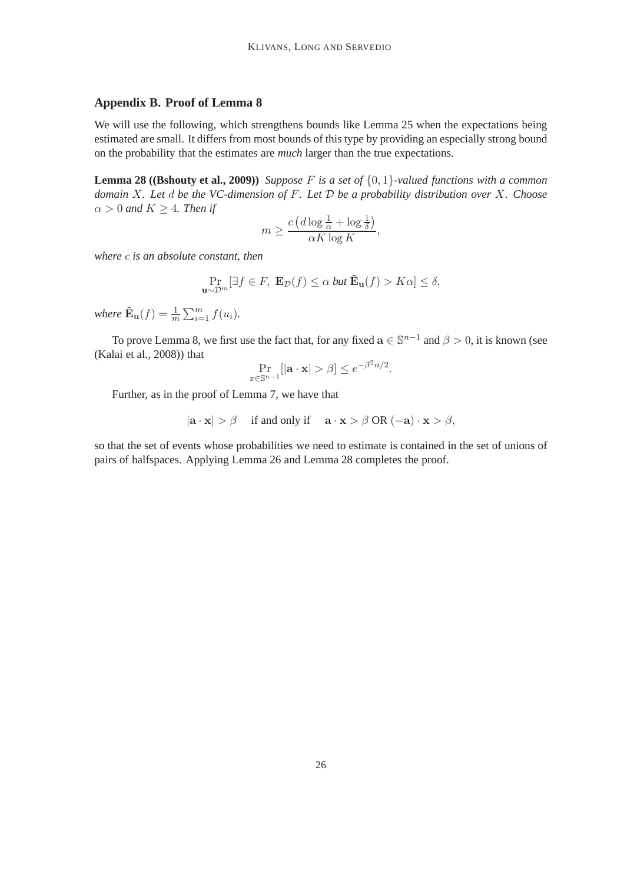## Appendix B. Proof of Lemma 8

We will use the following, which strengthens bounds like Lemma 25 when the expectations being estimated are small. It differs from most bounds of this type by providing an especially strong bound on the probability that the estimates are *much* larger than the true expectations.

**Lemma 28 ((Bshouty et al., 2009))** *Suppose $F$ is a set of $\{0,1\}$-valued functions with a common domain $X$. Let $d$ be the VC-dimension of $F$. Let $\mathcal{D}$ be a probability distribution over $X$. Choose $\alpha > 0$ and $K \geq 4$. Then if*

$$m \geq \frac{c\left(d \log \frac{1}{\alpha} + \log \frac{1}{\delta}\right)}{\alpha K \log K},$$

*where $c$ is an absolute constant, then*

$$\Pr_{\mathbf{u} \sim \mathcal{D}^m}[\exists f \in F,\ \mathbf{E}_{\mathcal{D}}(f) \leq \alpha \text{ but } \hat{\mathbf{E}}_{\mathbf{u}}(f) > K\alpha] \leq \delta,$$

*where $\hat{\mathbf{E}}_{\mathbf{u}}(f) = \frac{1}{m}\sum_{i=1}^{m} f(u_i)$.*

To prove Lemma 8, we first use the fact that, for any fixed $\mathbf{a} \in \mathbb{S}^{n-1}$ and $\beta > 0$, it is known (see (Kalai et al., 2008)) that

$$\Pr_{x \in \mathbb{S}^{n-1}}[|\mathbf{a} \cdot \mathbf{x}| > \beta] \leq e^{-\beta^2 n/2}.$$

Further, as in the proof of Lemma 7, we have that

$$|\mathbf{a} \cdot \mathbf{x}| > \beta \quad \text{if and only if} \quad \mathbf{a} \cdot \mathbf{x} > \beta \text{ OR } (-\mathbf{a}) \cdot \mathbf{x} > \beta,$$

so that the set of events whose probabilities we need to estimate is contained in the set of unions of pairs of halfspaces. Applying Lemma 26 and Lemma 28 completes the proof.